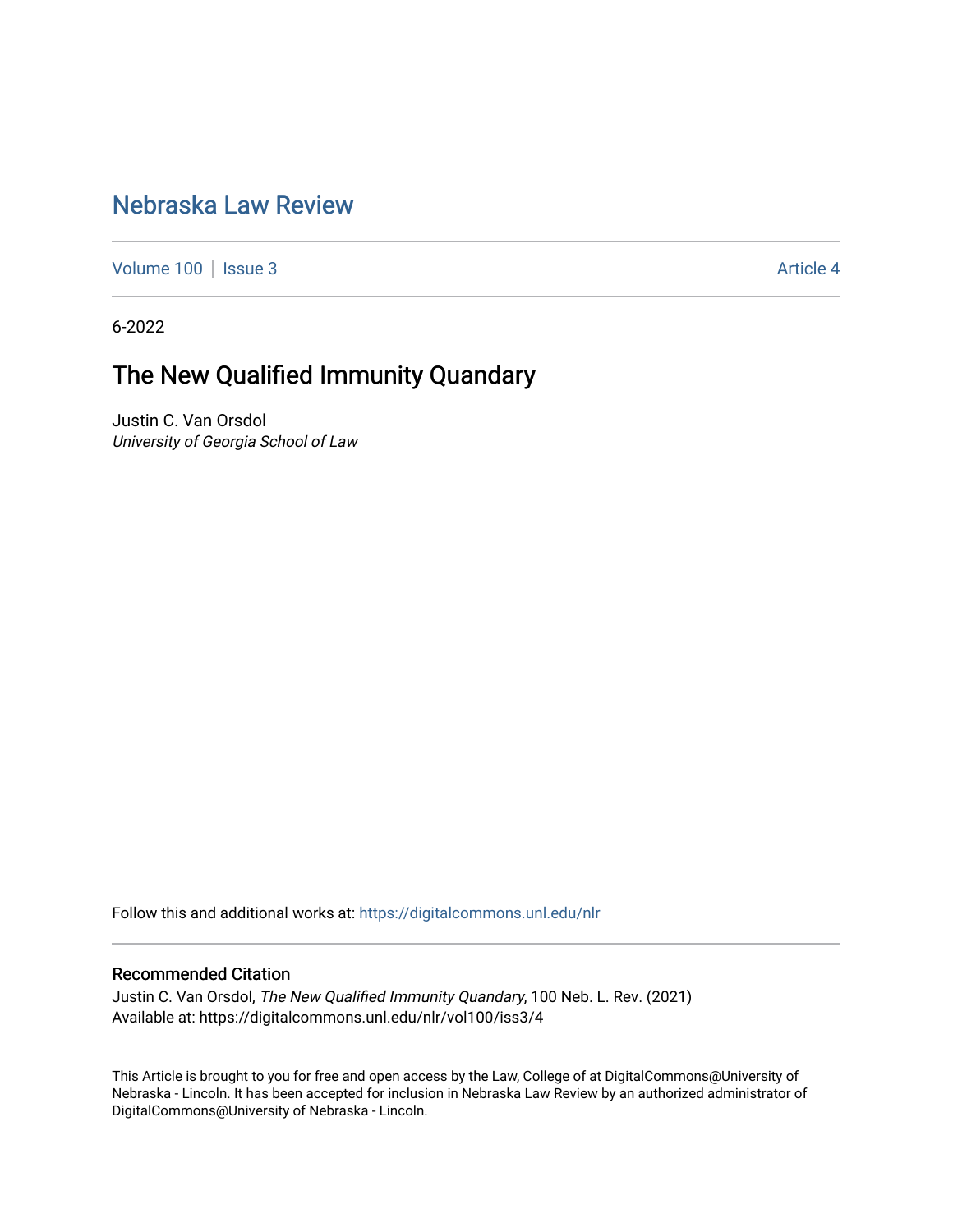# Nebraska Law Review

Volume 100 | Issue 3 Article 4

6-2022

## The New Qualified Immunity Quandary

Justin C. Van Orsdol
*University of Georgia School of Law*

Follow this and additional works at: https://digitalcommons.unl.edu/nlr

### Recommended Citation

Justin C. Van Orsdol, *The New Qualified Immunity Quandary*, 100 Neb. L. Rev. (2021)
Available at: https://digitalcommons.unl.edu/nlr/vol100/iss3/4

This Article is brought to you for free and open access by the Law, College of at DigitalCommons@University of Nebraska - Lincoln. It has been accepted for inclusion in Nebraska Law Review by an authorized administrator of DigitalCommons@University of Nebraska - Lincoln.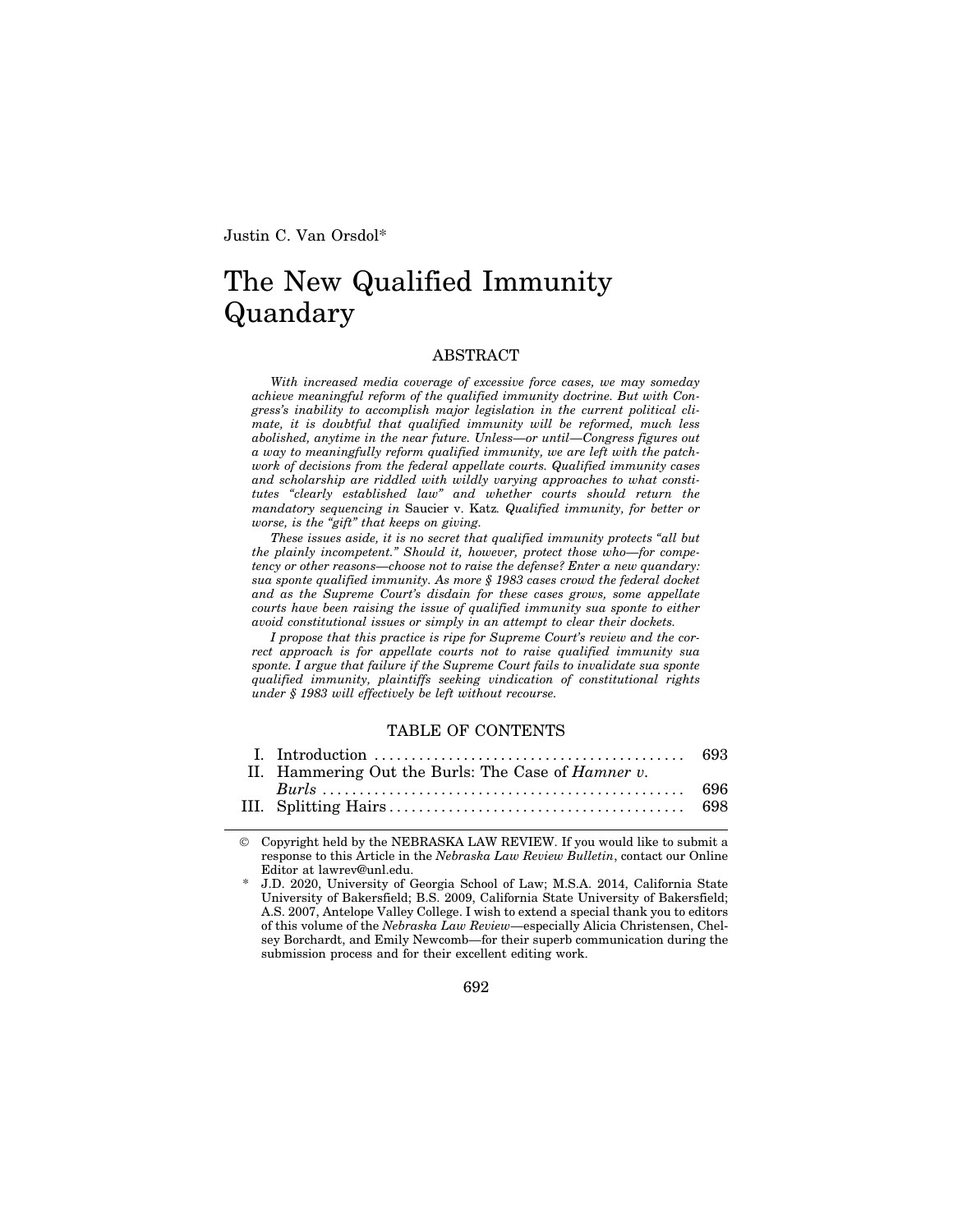Justin C. Van Orsdol*

# The New Qualified Immunity Quandary

## ABSTRACT

*With increased media coverage of excessive force cases, we may someday achieve meaningful reform of the qualified immunity doctrine. But with Congress's inability to accomplish major legislation in the current political climate, it is doubtful that qualified immunity will be reformed, much less abolished, anytime in the near future. Unless—or until—Congress figures out a way to meaningfully reform qualified immunity, we are left with the patchwork of decisions from the federal appellate courts. Qualified immunity cases and scholarship are riddled with wildly varying approaches to what constitutes "clearly established law" and whether courts should return the mandatory sequencing in* Saucier v. Katz*. Qualified immunity, for better or worse, is the "gift" that keeps on giving.*

*These issues aside, it is no secret that qualified immunity protects "all but the plainly incompetent." Should it, however, protect those who—for competency or other reasons—choose not to raise the defense? Enter a new quandary: sua sponte qualified immunity. As more § 1983 cases crowd the federal docket and as the Supreme Court's disdain for these cases grows, some appellate courts have been raising the issue of qualified immunity sua sponte to either avoid constitutional issues or simply in an attempt to clear their dockets.*

*I propose that this practice is ripe for Supreme Court's review and the correct approach is for appellate courts not to raise qualified immunity sua sponte. I argue that failure if the Supreme Court fails to invalidate sua sponte qualified immunity, plaintiffs seeking vindication of constitutional rights under § 1983 will effectively be left without recourse.*

## TABLE OF CONTENTS

| | |
|---|---|
| I. Introduction | 693 |
| II. Hammering Out the Burls: The Case of *Hamner v. Burls* | 696 |
| III. Splitting Hairs | 698 |

© Copyright held by the NEBRASKA LAW REVIEW. If you would like to submit a response to this Article in the *Nebraska Law Review Bulletin*, contact our Online Editor at lawrev@unl.edu.

\* J.D. 2020, University of Georgia School of Law; M.S.A. 2014, California State University of Bakersfield; B.S. 2009, California State University of Bakersfield; A.S. 2007, Antelope Valley College. I wish to extend a special thank you to editors of this volume of the *Nebraska Law Review*—especially Alicia Christensen, Chelsey Borchardt, and Emily Newcomb—for their superb communication during the submission process and for their excellent editing work.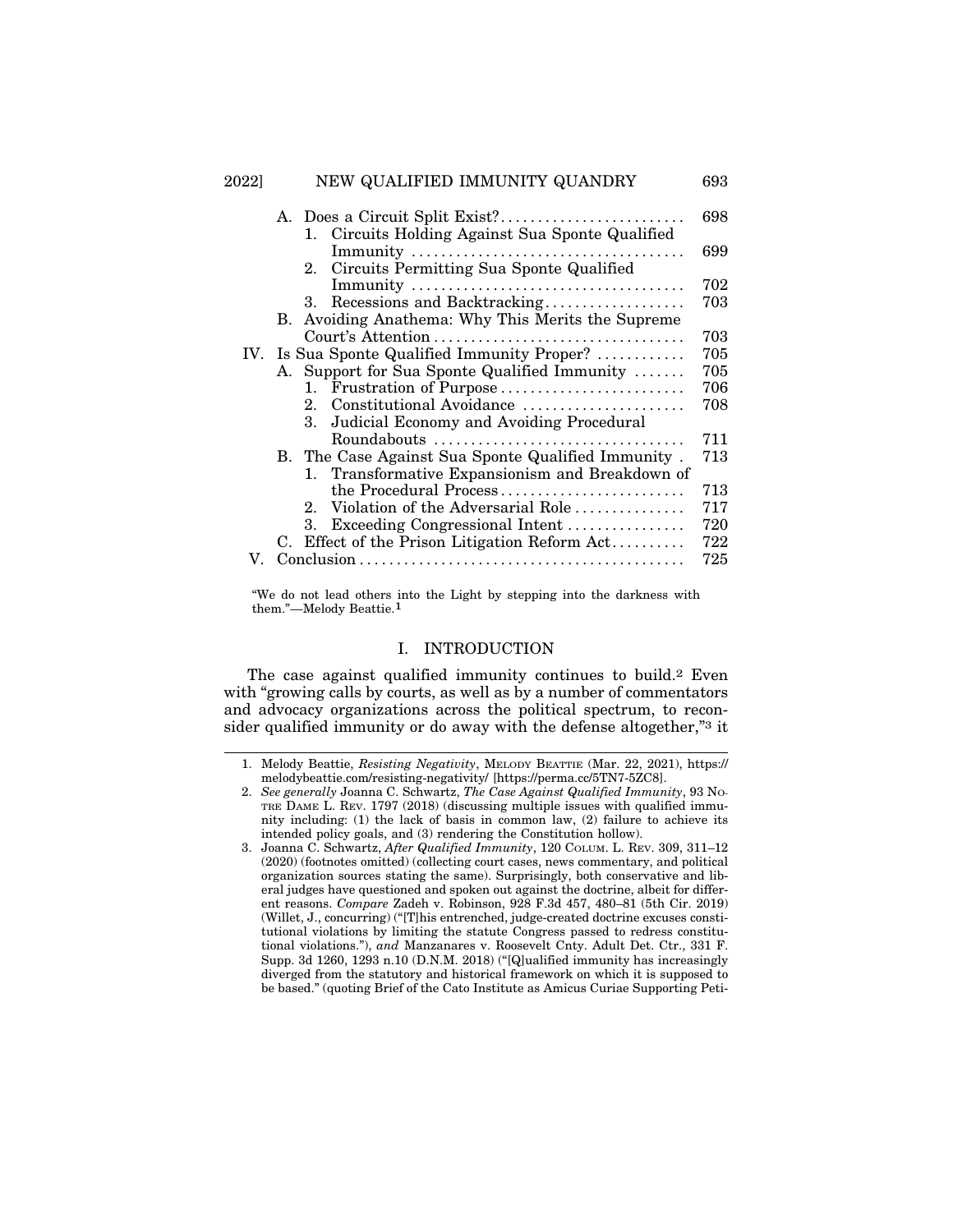A. Does a Circuit Split Exist? ......................... 698
   1. Circuits Holding Against Sua Sponte Qualified Immunity ......................... 699
   2. Circuits Permitting Sua Sponte Qualified Immunity ......................... 702
   3. Recessions and Backtracking ......................... 703
B. Avoiding Anathema: Why This Merits the Supreme Court's Attention ......................... 703

IV. Is Sua Sponte Qualified Immunity Proper? ......................... 705
   A. Support for Sua Sponte Qualified Immunity ......................... 705
      1. Frustration of Purpose ......................... 706
      2. Constitutional Avoidance ......................... 708
      3. Judicial Economy and Avoiding Procedural Roundabouts ......................... 711
   B. The Case Against Sua Sponte Qualified Immunity . 713
      1. Transformative Expansionism and Breakdown of the Procedural Process ......................... 713
      2. Violation of the Adversarial Role ......................... 717
      3. Exceeding Congressional Intent ......................... 720
   C. Effect of the Prison Litigation Reform Act ......................... 722

V. Conclusion ......................... 725

"We do not lead others into the Light by stepping into the darkness with them."—Melody Beattie.[1]

## I. INTRODUCTION

The case against qualified immunity continues to build.[2] Even with "growing calls by courts, as well as by a number of commentators and advocacy organizations across the political spectrum, to reconsider qualified immunity or do away with the defense altogether,"[3] it

---

1. Melody Beattie, *Resisting Negativity*, MELODY BEATTIE (Mar. 22, 2021), https://melodybeattie.com/resisting-negativity/ [https://perma.cc/5TN7-5ZC8].

2. *See generally* Joanna C. Schwartz, *The Case Against Qualified Immunity*, 93 NOTRE DAME L. REV. 1797 (2018) (discussing multiple issues with qualified immunity including: (1) the lack of basis in common law, (2) failure to achieve its intended policy goals, and (3) rendering the Constitution hollow).

3. Joanna C. Schwartz, *After Qualified Immunity*, 120 COLUM. L. REV. 309, 311–12 (2020) (footnotes omitted) (collecting court cases, news commentary, and political organization sources stating the same). Surprisingly, both conservative and liberal judges have questioned and spoken out against the doctrine, albeit for different reasons. *Compare* Zadeh v. Robinson, 928 F.3d 457, 480–81 (5th Cir. 2019) (Willet, J., concurring) ("[T]his entrenched, judge-created doctrine excuses constitutional violations by limiting the statute Congress passed to redress constitutional violations."), *and* Manzanares v. Roosevelt Cnty. Adult Det. Ctr., 331 F. Supp. 3d 1260, 1293 n.10 (D.N.M. 2018) ("[Q]ualified immunity has increasingly diverged from the statutory and historical framework on which it is supposed to be based." (quoting Brief of the Cato Institute as Amicus Curiae Supporting Peti-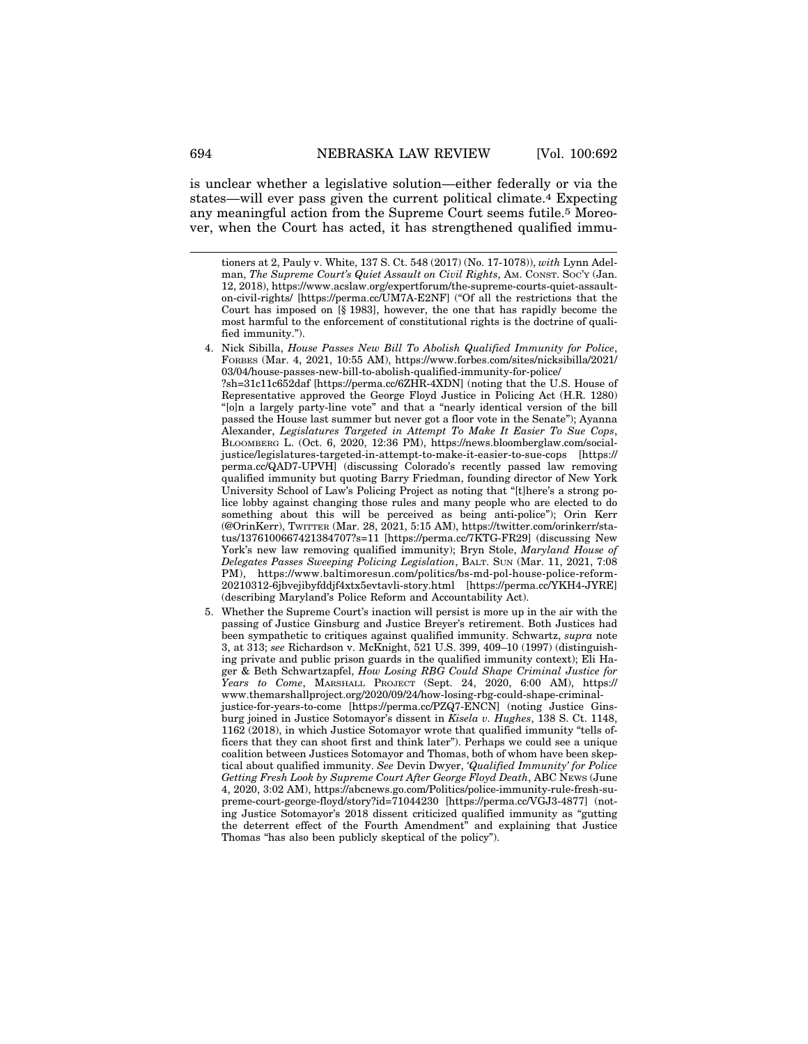is unclear whether a legislative solution—either federally or via the states—will ever pass given the current political climate.[4] Expecting any meaningful action from the Supreme Court seems futile.[5] Moreover, when the Court has acted, it has strengthened qualified immu-

---

tioners at 2, Pauly v. White, 137 S. Ct. 548 (2017) (No. 17-1078)), *with* Lynn Adelman, *The Supreme Court's Quiet Assault on Civil Rights*, AM. CONST. SOC'Y (Jan. 12, 2018), https://www.acslaw.org/expertforum/the-supreme-courts-quiet-assault-on-civil-rights/ [https://perma.cc/UM7A-E2NF] ("Of all the restrictions that the Court has imposed on [§ 1983], however, the one that has rapidly become the most harmful to the enforcement of constitutional rights is the doctrine of qualified immunity.").

4. Nick Sibilla, *House Passes New Bill To Abolish Qualified Immunity for Police*, FORBES (Mar. 4, 2021, 10:55 AM), https://www.forbes.com/sites/nicksibilla/2021/03/04/house-passes-new-bill-to-abolish-qualified-immunity-for-police/?sh=31c11c652daf [https://perma.cc/6ZHR-4XDN] (noting that the U.S. House of Representative approved the George Floyd Justice in Policing Act (H.R. 1280) "[o]n a largely party-line vote" and that a "nearly identical version of the bill passed the House last summer but never got a floor vote in the Senate"); Ayanna Alexander, *Legislatures Targeted in Attempt To Make It Easier To Sue Cops*, BLOOMBERG L. (Oct. 6, 2020, 12:36 PM), https://news.bloomberglaw.com/social-justice/legislatures-targeted-in-attempt-to-make-it-easier-to-sue-cops [https://perma.cc/QAD7-UPVH] (discussing Colorado's recently passed law removing qualified immunity but quoting Barry Friedman, founding director of New York University School of Law's Policing Project as noting that "[t]here's a strong police lobby against changing those rules and many people who are elected to do something about this will be perceived as being anti-police"); Orin Kerr (@OrinKerr), TWITTER (Mar. 28, 2021, 5:15 AM), https://twitter.com/orinkerr/status/1376100667421384707?s=11 [https://perma.cc/7KTG-FR29] (discussing New York's new law removing qualified immunity); Bryn Stole, *Maryland House of Delegates Passes Sweeping Policing Legislation*, BALT. SUN (Mar. 11, 2021, 7:08 PM), https://www.baltimoresun.com/politics/bs-md-pol-house-police-reform-20210312-6jbvejibyfddjf4xtx5evtavli-story.html [https://perma.cc/YKH4-JYRE] (describing Maryland's Police Reform and Accountability Act).

5. Whether the Supreme Court's inaction will persist is more up in the air with the passing of Justice Ginsburg and Justice Breyer's retirement. Both Justices had been sympathetic to critiques against qualified immunity. Schwartz, *supra* note 3, at 313; *see* Richardson v. McKnight, 521 U.S. 399, 409–10 (1997) (distinguishing private and public prison guards in the qualified immunity context); Eli Hager & Beth Schwartzapfel, *How Losing RBG Could Shape Criminal Justice for Years to Come*, MARSHALL PROJECT (Sept. 24, 2020, 6:00 AM), https://www.themarshallproject.org/2020/09/24/how-losing-rbg-could-shape-criminal-justice-for-years-to-come [https://perma.cc/PZQ7-ENCN] (noting Justice Ginsburg joined in Justice Sotomayor's dissent in *Kisela v. Hughes*, 138 S. Ct. 1148, 1162 (2018), in which Justice Sotomayor wrote that qualified immunity "tells officers that they can shoot first and think later"). Perhaps we could see a unique coalition between Justices Sotomayor and Thomas, both of whom have been skeptical about qualified immunity. *See* Devin Dwyer, *'Qualified Immunity' for Police Getting Fresh Look by Supreme Court After George Floyd Death*, ABC NEWS (June 4, 2020, 3:02 AM), https://abcnews.go.com/Politics/police-immunity-rule-fresh-supreme-court-george-floyd/story?id=71044230 [https://perma.cc/VGJ3-4877] (noting Justice Sotomayor's 2018 dissent criticized qualified immunity as "gutting the deterrent effect of the Fourth Amendment" and explaining that Justice Thomas "has also been publicly skeptical of the policy").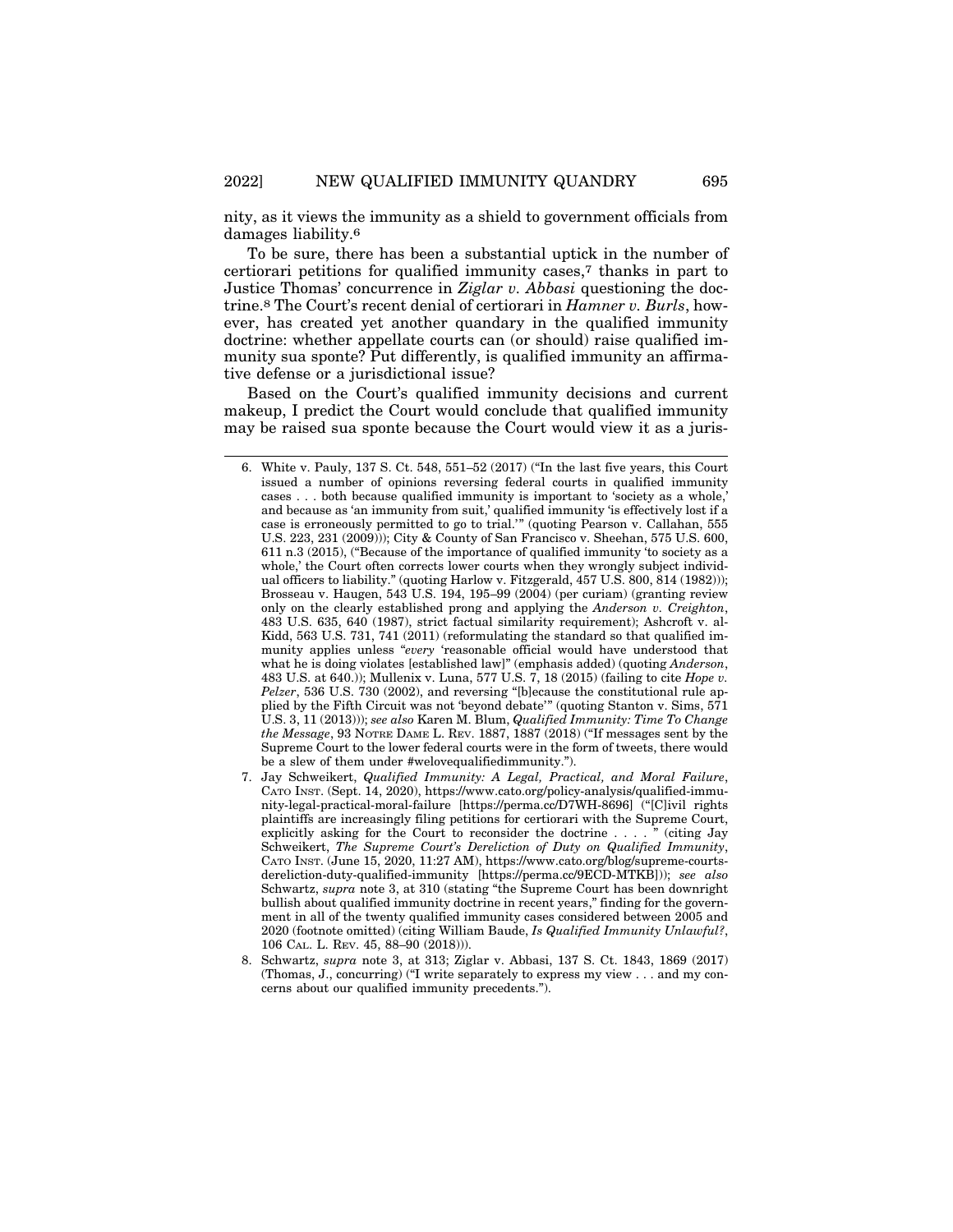nity, as it views the immunity as a shield to government officials from damages liability.[6]

To be sure, there has been a substantial uptick in the number of certiorari petitions for qualified immunity cases,[7] thanks in part to Justice Thomas' concurrence in *Ziglar v. Abbasi* questioning the doctrine.[8] The Court's recent denial of certiorari in *Hamner v. Burls*, however, has created yet another quandary in the qualified immunity doctrine: whether appellate courts can (or should) raise qualified immunity sua sponte? Put differently, is qualified immunity an affirmative defense or a jurisdictional issue?

Based on the Court's qualified immunity decisions and current makeup, I predict the Court would conclude that qualified immunity may be raised sua sponte because the Court would view it as a juris-

---

6. White v. Pauly, 137 S. Ct. 548, 551–52 (2017) ("In the last five years, this Court issued a number of opinions reversing federal courts in qualified immunity cases . . . both because qualified immunity is important to 'society as a whole,' and because as 'an immunity from suit,' qualified immunity 'is effectively lost if a case is erroneously permitted to go to trial.'" (quoting Pearson v. Callahan, 555 U.S. 223, 231 (2009))); City & County of San Francisco v. Sheehan, 575 U.S. 600, 611 n.3 (2015), ("Because of the importance of qualified immunity 'to society as a whole,' the Court often corrects lower courts when they wrongly subject individual officers to liability." (quoting Harlow v. Fitzgerald, 457 U.S. 800, 814 (1982))); Brosseau v. Haugen, 543 U.S. 194, 195–99 (2004) (per curiam) (granting review only on the clearly established prong and applying the *Anderson v. Creighton*, 483 U.S. 635, 640 (1987), strict factual similarity requirement); Ashcroft v. al-Kidd, 563 U.S. 731, 741 (2011) (reformulating the standard so that qualified immunity applies unless "*every* 'reasonable official would have understood that what he is doing violates [established law]" (emphasis added) (quoting *Anderson*, 483 U.S. at 640.)); Mullenix v. Luna, 577 U.S. 7, 18 (2015) (failing to cite *Hope v. Pelzer*, 536 U.S. 730 (2002), and reversing "[b]ecause the constitutional rule applied by the Fifth Circuit was not 'beyond debate'" (quoting Stanton v. Sims, 571 U.S. 3, 11 (2013))); *see also* Karen M. Blum, *Qualified Immunity: Time To Change the Message*, 93 NOTRE DAME L. REV. 1887, 1887 (2018) ("If messages sent by the Supreme Court to the lower federal courts were in the form of tweets, there would be a slew of them under #welovequalifiedimmunity.").

7. Jay Schweikert, *Qualified Immunity: A Legal, Practical, and Moral Failure*, CATO INST. (Sept. 14, 2020), https://www.cato.org/policy-analysis/qualified-immunity-legal-practical-moral-failure [https://perma.cc/D7WH-8696] ("[C]ivil rights plaintiffs are increasingly filing petitions for certiorari with the Supreme Court, explicitly asking for the Court to reconsider the doctrine . . . . " (citing Jay Schweikert, *The Supreme Court's Dereliction of Duty on Qualified Immunity*, CATO INST. (June 15, 2020, 11:27 AM), https://www.cato.org/blog/supreme-courts-dereliction-duty-qualified-immunity [https://perma.cc/9ECD-MTKB])); *see also* Schwartz, *supra* note 3, at 310 (stating "the Supreme Court has been downright bullish about qualified immunity doctrine in recent years," finding for the government in all of the twenty qualified immunity cases considered between 2005 and 2020 (footnote omitted) (citing William Baude, *Is Qualified Immunity Unlawful?*, 106 CAL. L. REV. 45, 88–90 (2018))).

8. Schwartz, *supra* note 3, at 313; Ziglar v. Abbasi, 137 S. Ct. 1843, 1869 (2017) (Thomas, J., concurring) ("I write separately to express my view . . . and my concerns about our qualified immunity precedents.").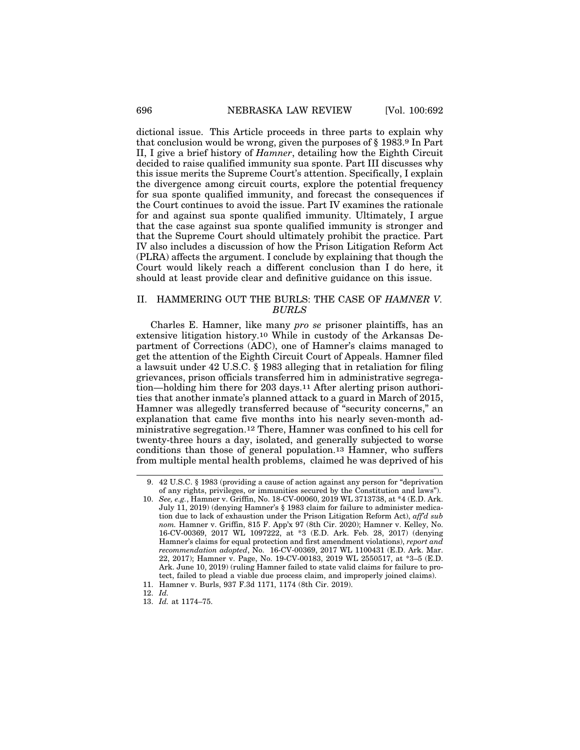dictional issue. This Article proceeds in three parts to explain why that conclusion would be wrong, given the purposes of § 1983.[9] In Part II, I give a brief history of *Hamner*, detailing how the Eighth Circuit decided to raise qualified immunity sua sponte. Part III discusses why this issue merits the Supreme Court's attention. Specifically, I explain the divergence among circuit courts, explore the potential frequency for sua sponte qualified immunity, and forecast the consequences if the Court continues to avoid the issue. Part IV examines the rationale for and against sua sponte qualified immunity. Ultimately, I argue that the case against sua sponte qualified immunity is stronger and that the Supreme Court should ultimately prohibit the practice. Part IV also includes a discussion of how the Prison Litigation Reform Act (PLRA) affects the argument. I conclude by explaining that though the Court would likely reach a different conclusion than I do here, it should at least provide clear and definitive guidance on this issue.

## II. HAMMERING OUT THE BURLS: THE CASE OF *HAMNER V. BURLS*

Charles E. Hamner, like many *pro se* prisoner plaintiffs, has an extensive litigation history.[10] While in custody of the Arkansas Department of Corrections (ADC), one of Hamner's claims managed to get the attention of the Eighth Circuit Court of Appeals. Hamner filed a lawsuit under 42 U.S.C. § 1983 alleging that in retaliation for filing grievances, prison officials transferred him in administrative segregation—holding him there for 203 days.[11] After alerting prison authorities that another inmate's planned attack to a guard in March of 2015, Hamner was allegedly transferred because of "security concerns," an explanation that came five months into his nearly seven-month administrative segregation.[12] There, Hamner was confined to his cell for twenty-three hours a day, isolated, and generally subjected to worse conditions than those of general population.[13] Hamner, who suffers from multiple mental health problems, claimed he was deprived of his

---

9. 42 U.S.C. § 1983 (providing a cause of action against any person for "deprivation of any rights, privileges, or immunities secured by the Constitution and laws").

10. *See, e.g.*, Hamner v. Griffin, No. 18-CV-00060, 2019 WL 3713738, at *4 (E.D. Ark. July 11, 2019) (denying Hamner's § 1983 claim for failure to administer medication due to lack of exhaustion under the Prison Litigation Reform Act), *aff'd sub nom.* Hamner v. Griffin, 815 F. App'x 97 (8th Cir. 2020); Hamner v. Kelley, No. 16-CV-00369, 2017 WL 1097222, at *3 (E.D. Ark. Feb. 28, 2017) (denying Hamner's claims for equal protection and first amendment violations), *report and recommendation adopted*, No. 16-CV-00369, 2017 WL 1100431 (E.D. Ark. Mar. 22, 2017); Hamner v. Page, No. 19-CV-00183, 2019 WL 2550517, at *3–5 (E.D. Ark. June 10, 2019) (ruling Hamner failed to state valid claims for failure to protect, failed to plead a viable due process claim, and improperly joined claims).

11. Hamner v. Burls, 937 F.3d 1171, 1174 (8th Cir. 2019).

12. *Id.*

13. *Id.* at 1174–75.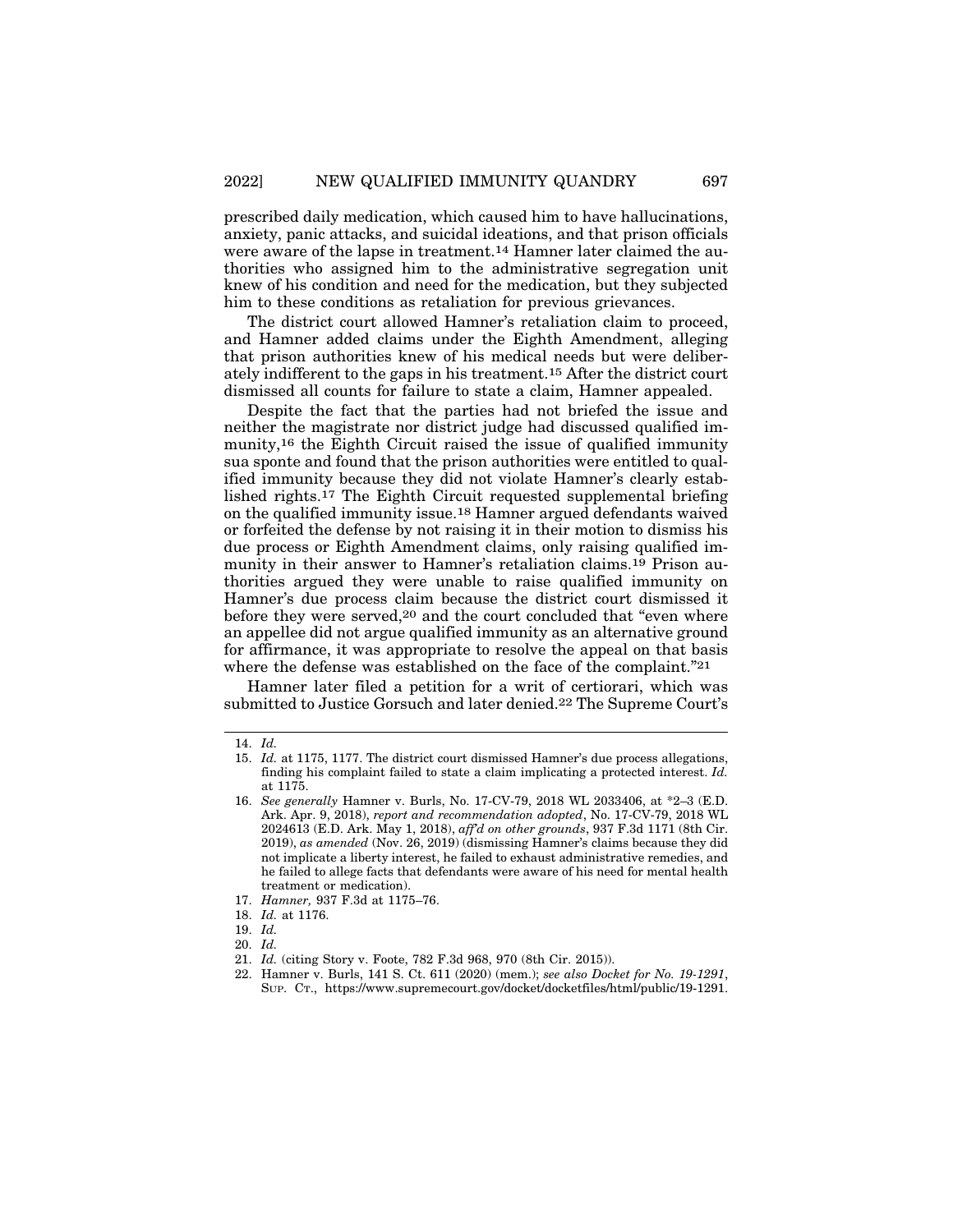prescribed daily medication, which caused him to have hallucinations, anxiety, panic attacks, and suicidal ideations, and that prison officials were aware of the lapse in treatment.[14] Hamner later claimed the authorities who assigned him to the administrative segregation unit knew of his condition and need for the medication, but they subjected him to these conditions as retaliation for previous grievances.

The district court allowed Hamner's retaliation claim to proceed, and Hamner added claims under the Eighth Amendment, alleging that prison authorities knew of his medical needs but were deliberately indifferent to the gaps in his treatment.[15] After the district court dismissed all counts for failure to state a claim, Hamner appealed.

Despite the fact that the parties had not briefed the issue and neither the magistrate nor district judge had discussed qualified immunity,[16] the Eighth Circuit raised the issue of qualified immunity sua sponte and found that the prison authorities were entitled to qualified immunity because they did not violate Hamner's clearly established rights.[17] The Eighth Circuit requested supplemental briefing on the qualified immunity issue.[18] Hamner argued defendants waived or forfeited the defense by not raising it in their motion to dismiss his due process or Eighth Amendment claims, only raising qualified immunity in their answer to Hamner's retaliation claims.[19] Prison authorities argued they were unable to raise qualified immunity on Hamner's due process claim because the district court dismissed it before they were served,[20] and the court concluded that "even where an appellee did not argue qualified immunity as an alternative ground for affirmance, it was appropriate to resolve the appeal on that basis where the defense was established on the face of the complaint."[21]

Hamner later filed a petition for a writ of certiorari, which was submitted to Justice Gorsuch and later denied.[22] The Supreme Court's

---

14. *Id.*
15. *Id.* at 1175, 1177. The district court dismissed Hamner's due process allegations, finding his complaint failed to state a claim implicating a protected interest. *Id.* at 1175.
16. *See generally* Hamner v. Burls, No. 17-CV-79, 2018 WL 2033406, at *2–3 (E.D. Ark. Apr. 9, 2018), *report and recommendation adopted*, No. 17-CV-79, 2018 WL 2024613 (E.D. Ark. May 1, 2018), *aff'd on other grounds*, 937 F.3d 1171 (8th Cir. 2019), *as amended* (Nov. 26, 2019) (dismissing Hamner's claims because they did not implicate a liberty interest, he failed to exhaust administrative remedies, and he failed to allege facts that defendants were aware of his need for mental health treatment or medication).
17. *Hamner,* 937 F.3d at 1175–76.
18. *Id.* at 1176.
19. *Id.*
20. *Id.*
21. *Id.* (citing Story v. Foote, 782 F.3d 968, 970 (8th Cir. 2015)).
22. Hamner v. Burls, 141 S. Ct. 611 (2020) (mem.); *see also Docket for No. 19-1291*, SUP. CT., https://www.supremecourt.gov/docket/docketfiles/html/public/19-1291.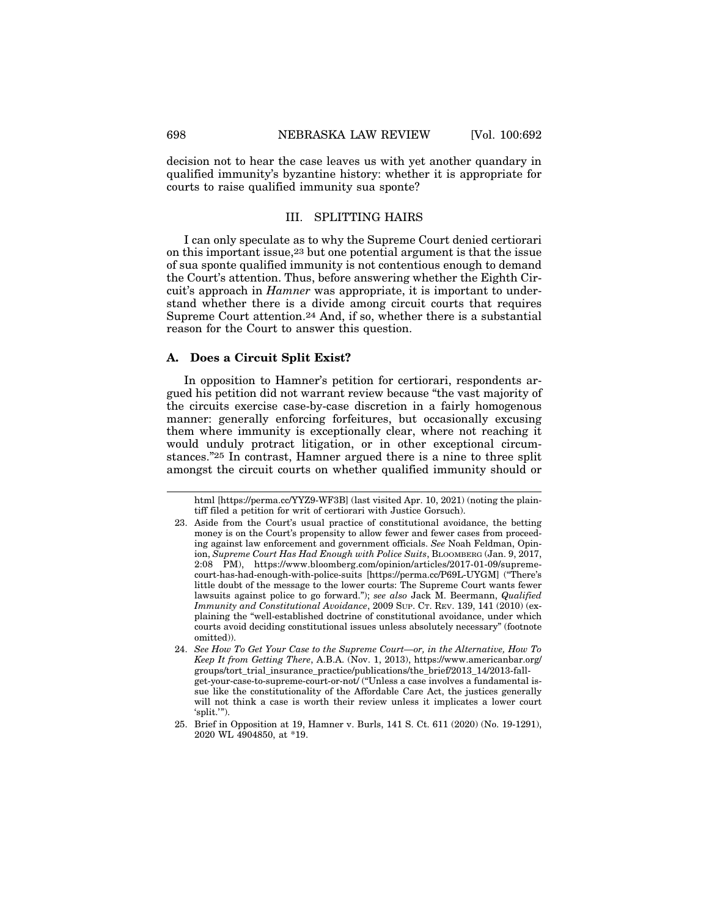decision not to hear the case leaves us with yet another quandary in qualified immunity's byzantine history: whether it is appropriate for courts to raise qualified immunity sua sponte?

## III. SPLITTING HAIRS

I can only speculate as to why the Supreme Court denied certiorari on this important issue,[23] but one potential argument is that the issue of sua sponte qualified immunity is not contentious enough to demand the Court's attention. Thus, before answering whether the Eighth Circuit's approach in *Hamner* was appropriate, it is important to understand whether there is a divide among circuit courts that requires Supreme Court attention.[24] And, if so, whether there is a substantial reason for the Court to answer this question.

### A. Does a Circuit Split Exist?

In opposition to Hamner's petition for certiorari, respondents argued his petition did not warrant review because "the vast majority of the circuits exercise case-by-case discretion in a fairly homogenous manner: generally enforcing forfeitures, but occasionally excusing them where immunity is exceptionally clear, where not reaching it would unduly protract litigation, or in other exceptional circumstances."[25] In contrast, Hamner argued there is a nine to three split amongst the circuit courts on whether qualified immunity should or

---

html [https://perma.cc/YYZ9-WF3B] (last visited Apr. 10, 2021) (noting the plaintiff filed a petition for writ of certiorari with Justice Gorsuch).

23. Aside from the Court's usual practice of constitutional avoidance, the betting money is on the Court's propensity to allow fewer and fewer cases from proceeding against law enforcement and government officials. *See* Noah Feldman, Opinion, *Supreme Court Has Had Enough with Police Suits*, BLOOMBERG (Jan. 9, 2017, 2:08 PM), https://www.bloomberg.com/opinion/articles/2017-01-09/supreme-court-has-had-enough-with-police-suits [https://perma.cc/P69L-UYGM] ("There's little doubt of the message to the lower courts: The Supreme Court wants fewer lawsuits against police to go forward."); *see also* Jack M. Beermann, *Qualified Immunity and Constitutional Avoidance*, 2009 SUP. CT. REV. 139, 141 (2010) (explaining the "well-established doctrine of constitutional avoidance, under which courts avoid deciding constitutional issues unless absolutely necessary" (footnote omitted)).

24. *See How To Get Your Case to the Supreme Court—or, in the Alternative, How To Keep It from Getting There*, A.B.A. (Nov. 1, 2013), https://www.americanbar.org/groups/tort_trial_insurance_practice/publications/the_brief/2013_14/2013-fall-get-your-case-to-supreme-court-or-not/ ("Unless a case involves a fundamental issue like the constitutionality of the Affordable Care Act, the justices generally will not think a case is worth their review unless it implicates a lower court 'split.'").

25. Brief in Opposition at 19, Hamner v. Burls, 141 S. Ct. 611 (2020) (No. 19-1291), 2020 WL 4904850, at *19.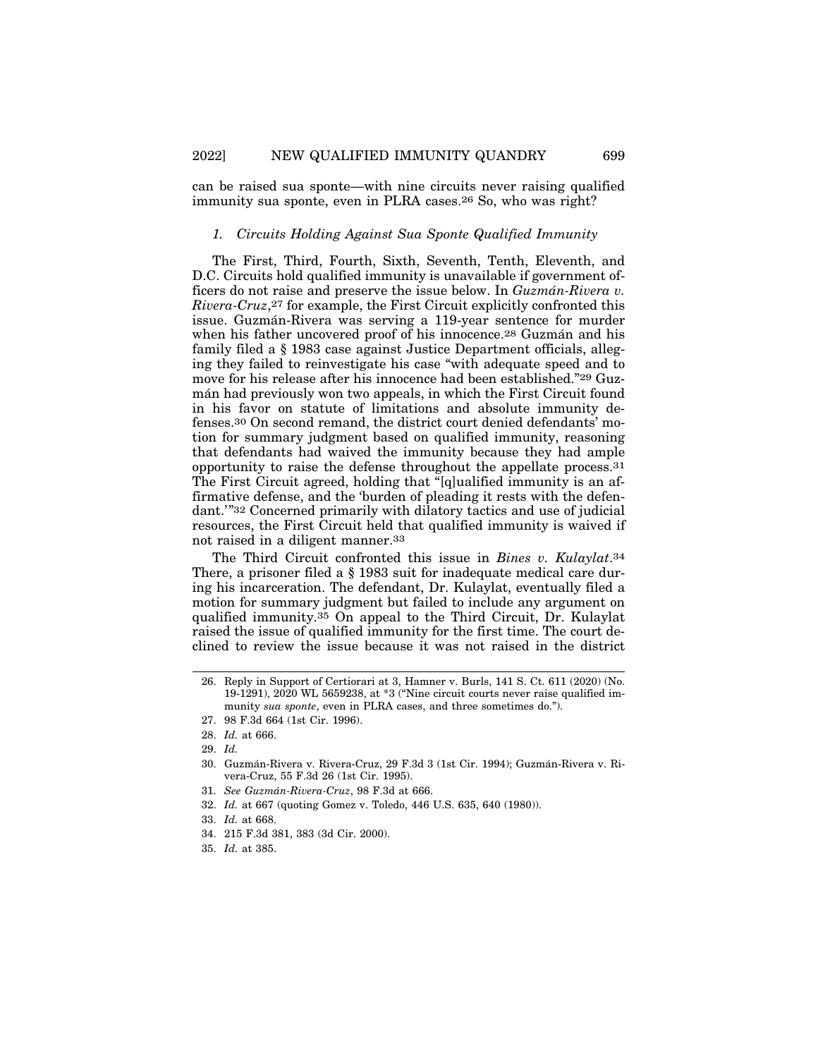can be raised sua sponte—with nine circuits never raising qualified immunity sua sponte, even in PLRA cases.[26] So, who was right?

### 1. *Circuits Holding Against Sua Sponte Qualified Immunity*

The First, Third, Fourth, Sixth, Seventh, Tenth, Eleventh, and D.C. Circuits hold qualified immunity is unavailable if government officers do not raise and preserve the issue below. In *Guzmán-Rivera v. Rivera-Cruz*,[27] for example, the First Circuit explicitly confronted this issue. Guzmán-Rivera was serving a 119-year sentence for murder when his father uncovered proof of his innocence.[28] Guzmán and his family filed a § 1983 case against Justice Department officials, alleging they failed to reinvestigate his case "with adequate speed and to move for his release after his innocence had been established."[29] Guzmán had previously won two appeals, in which the First Circuit found in his favor on statute of limitations and absolute immunity defenses.[30] On second remand, the district court denied defendants' motion for summary judgment based on qualified immunity, reasoning that defendants had waived the immunity because they had ample opportunity to raise the defense throughout the appellate process.[31] The First Circuit agreed, holding that "[q]ualified immunity is an affirmative defense, and the 'burden of pleading it rests with the defendant.'"[32] Concerned primarily with dilatory tactics and use of judicial resources, the First Circuit held that qualified immunity is waived if not raised in a diligent manner.[33]

The Third Circuit confronted this issue in *Bines v. Kulaylat*.[34] There, a prisoner filed a § 1983 suit for inadequate medical care during his incarceration. The defendant, Dr. Kulaylat, eventually filed a motion for summary judgment but failed to include any argument on qualified immunity.[35] On appeal to the Third Circuit, Dr. Kulaylat raised the issue of qualified immunity for the first time. The court declined to review the issue because it was not raised in the district

---

26. Reply in Support of Certiorari at 3, Hamner v. Burls, 141 S. Ct. 611 (2020) (No. 19-1291), 2020 WL 5659238, at *3 ("Nine circuit courts never raise qualified immunity *sua sponte*, even in PLRA cases, and three sometimes do.").
27. 98 F.3d 664 (1st Cir. 1996).
28. *Id.* at 666.
29. *Id.*
30. Guzmán-Rivera v. Rivera-Cruz, 29 F.3d 3 (1st Cir. 1994); Guzmán-Rivera v. Rivera-Cruz, 55 F.3d 26 (1st Cir. 1995).
31. *See Guzmán-Rivera-Cruz*, 98 F.3d at 666.
32. *Id.* at 667 (quoting Gomez v. Toledo, 446 U.S. 635, 640 (1980)).
33. *Id.* at 668.
34. 215 F.3d 381, 383 (3d Cir. 2000).
35. *Id.* at 385.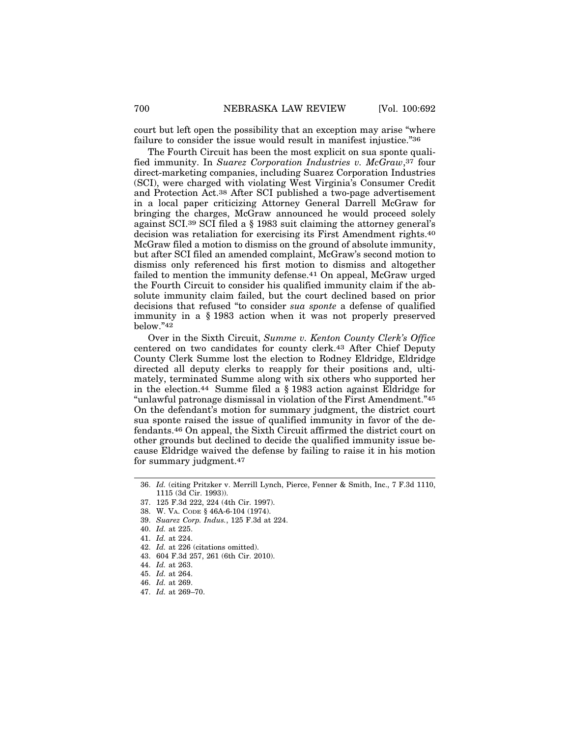court but left open the possibility that an exception may arise "where failure to consider the issue would result in manifest injustice."[36]

The Fourth Circuit has been the most explicit on sua sponte qualified immunity. In *Suarez Corporation Industries v. McGraw*,[37] four direct-marketing companies, including Suarez Corporation Industries (SCI), were charged with violating West Virginia's Consumer Credit and Protection Act.[38] After SCI published a two-page advertisement in a local paper criticizing Attorney General Darrell McGraw for bringing the charges, McGraw announced he would proceed solely against SCI.[39] SCI filed a § 1983 suit claiming the attorney general's decision was retaliation for exercising its First Amendment rights.[40] McGraw filed a motion to dismiss on the ground of absolute immunity, but after SCI filed an amended complaint, McGraw's second motion to dismiss only referenced his first motion to dismiss and altogether failed to mention the immunity defense.[41] On appeal, McGraw urged the Fourth Circuit to consider his qualified immunity claim if the absolute immunity claim failed, but the court declined based on prior decisions that refused "to consider *sua sponte* a defense of qualified immunity in a § 1983 action when it was not properly preserved below."[42]

Over in the Sixth Circuit, *Summe v. Kenton County Clerk's Office* centered on two candidates for county clerk.[43] After Chief Deputy County Clerk Summe lost the election to Rodney Eldridge, Eldridge directed all deputy clerks to reapply for their positions and, ultimately, terminated Summe along with six others who supported her in the election.[44] Summe filed a § 1983 action against Eldridge for "unlawful patronage dismissal in violation of the First Amendment."[45] On the defendant's motion for summary judgment, the district court sua sponte raised the issue of qualified immunity in favor of the defendants.[46] On appeal, the Sixth Circuit affirmed the district court on other grounds but declined to decide the qualified immunity issue because Eldridge waived the defense by failing to raise it in his motion for summary judgment.[47]

---

36. *Id.* (citing Pritzker v. Merrill Lynch, Pierce, Fenner & Smith, Inc., 7 F.3d 1110, 1115 (3d Cir. 1993)).
37. 125 F.3d 222, 224 (4th Cir. 1997).
38. W. VA. CODE § 46A-6-104 (1974).
39. *Suarez Corp. Indus.*, 125 F.3d at 224.
40. *Id.* at 225.
41. *Id.* at 224.
42. *Id.* at 226 (citations omitted).
43. 604 F.3d 257, 261 (6th Cir. 2010).
44. *Id.* at 263.
45. *Id.* at 264.
46. *Id.* at 269.
47. *Id.* at 269–70.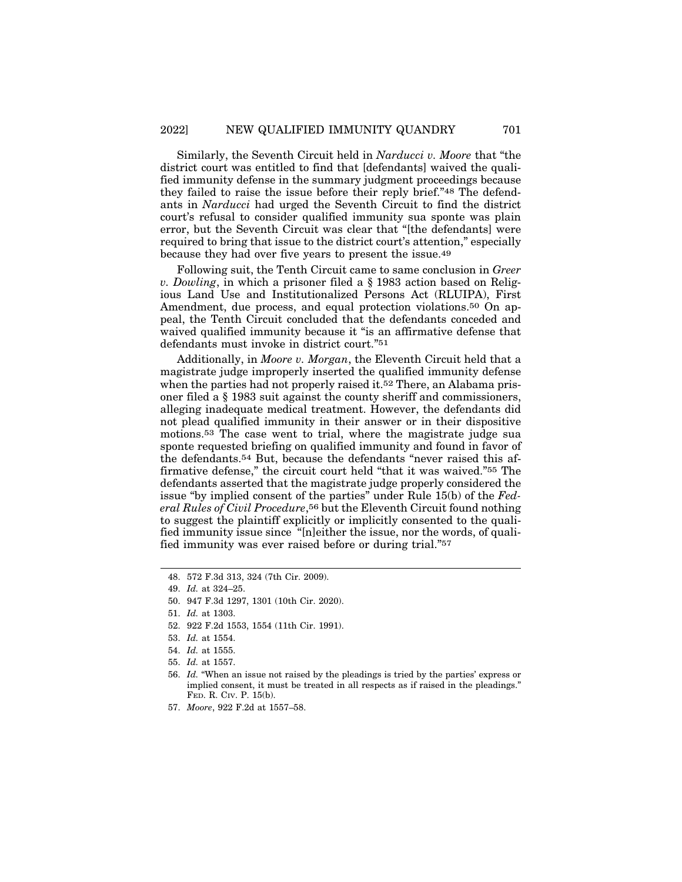Similarly, the Seventh Circuit held in *Narducci v. Moore* that "the district court was entitled to find that [defendants] waived the qualified immunity defense in the summary judgment proceedings because they failed to raise the issue before their reply brief."[48] The defendants in *Narducci* had urged the Seventh Circuit to find the district court's refusal to consider qualified immunity sua sponte was plain error, but the Seventh Circuit was clear that "[the defendants] were required to bring that issue to the district court's attention," especially because they had over five years to present the issue.[49]

Following suit, the Tenth Circuit came to same conclusion in *Greer v. Dowling*, in which a prisoner filed a § 1983 action based on Religious Land Use and Institutionalized Persons Act (RLUIPA), First Amendment, due process, and equal protection violations.[50] On appeal, the Tenth Circuit concluded that the defendants conceded and waived qualified immunity because it "is an affirmative defense that defendants must invoke in district court."[51]

Additionally, in *Moore v. Morgan*, the Eleventh Circuit held that a magistrate judge improperly inserted the qualified immunity defense when the parties had not properly raised it.[52] There, an Alabama prisoner filed a § 1983 suit against the county sheriff and commissioners, alleging inadequate medical treatment. However, the defendants did not plead qualified immunity in their answer or in their dispositive motions.[53] The case went to trial, where the magistrate judge sua sponte requested briefing on qualified immunity and found in favor of the defendants.[54] But, because the defendants "never raised this affirmative defense," the circuit court held "that it was waived."[55] The defendants asserted that the magistrate judge properly considered the issue "by implied consent of the parties" under Rule 15(b) of the *Federal Rules of Civil Procedure*,[56] but the Eleventh Circuit found nothing to suggest the plaintiff explicitly or implicitly consented to the qualified immunity issue since "[n]either the issue, nor the words, of qualified immunity was ever raised before or during trial."[57]

---

48. 572 F.3d 313, 324 (7th Cir. 2009).
49. *Id.* at 324–25.
50. 947 F.3d 1297, 1301 (10th Cir. 2020).
51. *Id.* at 1303.
52. 922 F.2d 1553, 1554 (11th Cir. 1991).
53. *Id.* at 1554.
54. *Id.* at 1555.
55. *Id.* at 1557.
56. *Id.* "When an issue not raised by the pleadings is tried by the parties' express or implied consent, it must be treated in all respects as if raised in the pleadings." FED. R. CIV. P. 15(b).
57. *Moore*, 922 F.2d at 1557–58.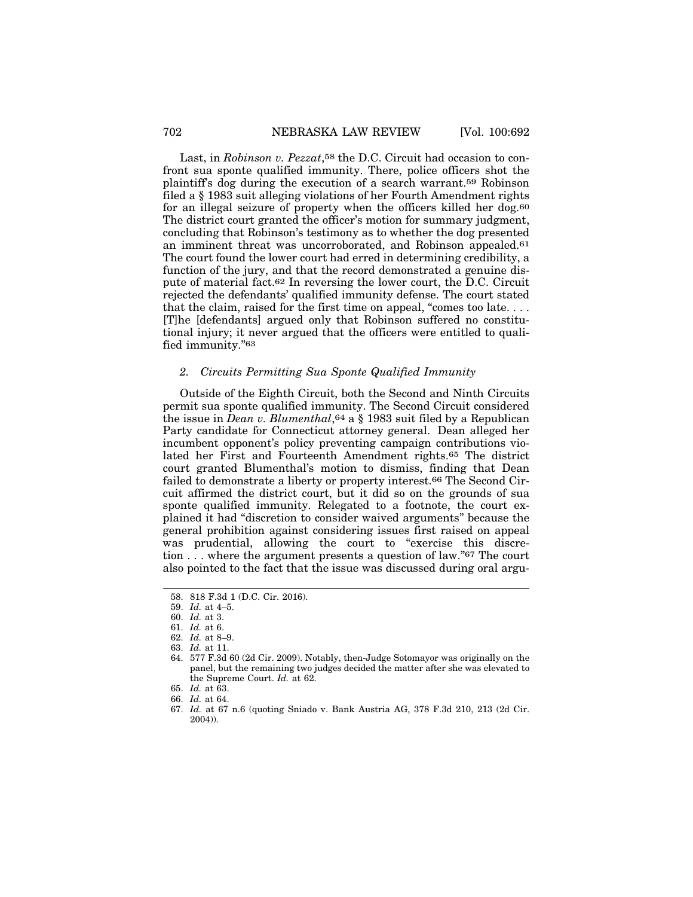Last, in *Robinson v. Pezzat*,[58] the D.C. Circuit had occasion to confront sua sponte qualified immunity. There, police officers shot the plaintiff's dog during the execution of a search warrant.[59] Robinson filed a § 1983 suit alleging violations of her Fourth Amendment rights for an illegal seizure of property when the officers killed her dog.[60] The district court granted the officer's motion for summary judgment, concluding that Robinson's testimony as to whether the dog presented an imminent threat was uncorroborated, and Robinson appealed.[61] The court found the lower court had erred in determining credibility, a function of the jury, and that the record demonstrated a genuine dispute of material fact.[62] In reversing the lower court, the D.C. Circuit rejected the defendants' qualified immunity defense. The court stated that the claim, raised for the first time on appeal, "comes too late. . . . [T]he [defendants] argued only that Robinson suffered no constitutional injury; it never argued that the officers were entitled to qualified immunity."[63]

### *2. Circuits Permitting Sua Sponte Qualified Immunity*

Outside of the Eighth Circuit, both the Second and Ninth Circuits permit sua sponte qualified immunity. The Second Circuit considered the issue in *Dean v. Blumenthal*,[64] a § 1983 suit filed by a Republican Party candidate for Connecticut attorney general. Dean alleged her incumbent opponent's policy preventing campaign contributions violated her First and Fourteenth Amendment rights.[65] The district court granted Blumenthal's motion to dismiss, finding that Dean failed to demonstrate a liberty or property interest.[66] The Second Circuit affirmed the district court, but it did so on the grounds of sua sponte qualified immunity. Relegated to a footnote, the court explained it had "discretion to consider waived arguments" because the general prohibition against considering issues first raised on appeal was prudential, allowing the court to "exercise this discretion . . . where the argument presents a question of law."[67] The court also pointed to the fact that the issue was discussed during oral argu-

---

58. 818 F.3d 1 (D.C. Cir. 2016).
59. *Id.* at 4–5.
60. *Id.* at 3.
61. *Id.* at 6.
62. *Id.* at 8–9.
63. *Id.* at 11.
64. 577 F.3d 60 (2d Cir. 2009). Notably, then-Judge Sotomayor was originally on the panel, but the remaining two judges decided the matter after she was elevated to the Supreme Court. *Id.* at 62.
65. *Id.* at 63.
66. *Id.* at 64.
67. *Id.* at 67 n.6 (quoting Sniado v. Bank Austria AG, 378 F.3d 210, 213 (2d Cir. 2004)).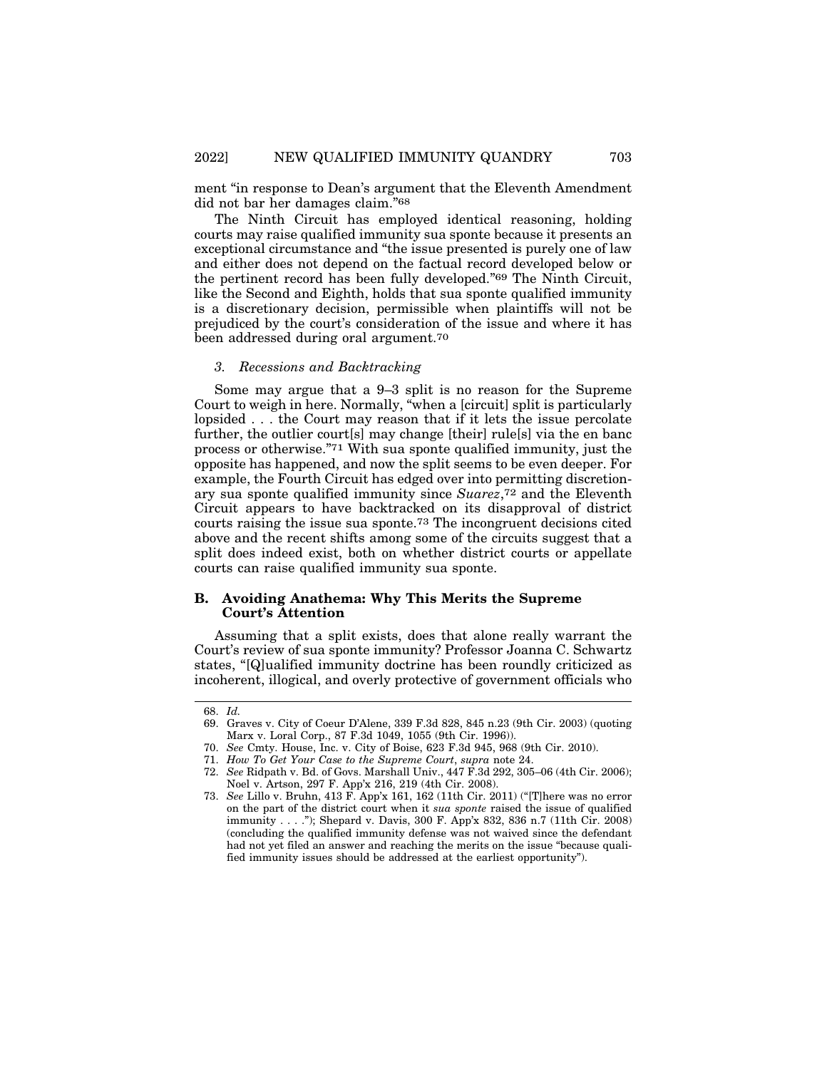ment "in response to Dean's argument that the Eleventh Amendment did not bar her damages claim."[68]

The Ninth Circuit has employed identical reasoning, holding courts may raise qualified immunity sua sponte because it presents an exceptional circumstance and "the issue presented is purely one of law and either does not depend on the factual record developed below or the pertinent record has been fully developed."[69] The Ninth Circuit, like the Second and Eighth, holds that sua sponte qualified immunity is a discretionary decision, permissible when plaintiffs will not be prejudiced by the court's consideration of the issue and where it has been addressed during oral argument.[70]

### *3. Recessions and Backtracking*

Some may argue that a 9–3 split is no reason for the Supreme Court to weigh in here. Normally, "when a [circuit] split is particularly lopsided . . . the Court may reason that if it lets the issue percolate further, the outlier court[s] may change [their] rule[s] via the en banc process or otherwise."[71] With sua sponte qualified immunity, just the opposite has happened, and now the split seems to be even deeper. For example, the Fourth Circuit has edged over into permitting discretionary sua sponte qualified immunity since *Suarez*,[72] and the Eleventh Circuit appears to have backtracked on its disapproval of district courts raising the issue sua sponte.[73] The incongruent decisions cited above and the recent shifts among some of the circuits suggest that a split does indeed exist, both on whether district courts or appellate courts can raise qualified immunity sua sponte.

## **B. Avoiding Anathema: Why This Merits the Supreme Court's Attention**

Assuming that a split exists, does that alone really warrant the Court's review of sua sponte immunity? Professor Joanna C. Schwartz states, "[Q]ualified immunity doctrine has been roundly criticized as incoherent, illogical, and overly protective of government officials who

---

68. *Id.*
69. Graves v. City of Coeur D'Alene, 339 F.3d 828, 845 n.23 (9th Cir. 2003) (quoting Marx v. Loral Corp., 87 F.3d 1049, 1055 (9th Cir. 1996)).
70. *See* Cmty. House, Inc. v. City of Boise, 623 F.3d 945, 968 (9th Cir. 2010).
71. *How To Get Your Case to the Supreme Court*, *supra* note 24.
72. *See* Ridpath v. Bd. of Govs. Marshall Univ., 447 F.3d 292, 305–06 (4th Cir. 2006); Noel v. Artson, 297 F. App'x 216, 219 (4th Cir. 2008).
73. *See* Lillo v. Bruhn, 413 F. App'x 161, 162 (11th Cir. 2011) ("[T]here was no error on the part of the district court when it *sua sponte* raised the issue of qualified immunity . . . ."); Shepard v. Davis, 300 F. App'x 832, 836 n.7 (11th Cir. 2008) (concluding the qualified immunity defense was not waived since the defendant had not yet filed an answer and reaching the merits on the issue "because qualified immunity issues should be addressed at the earliest opportunity").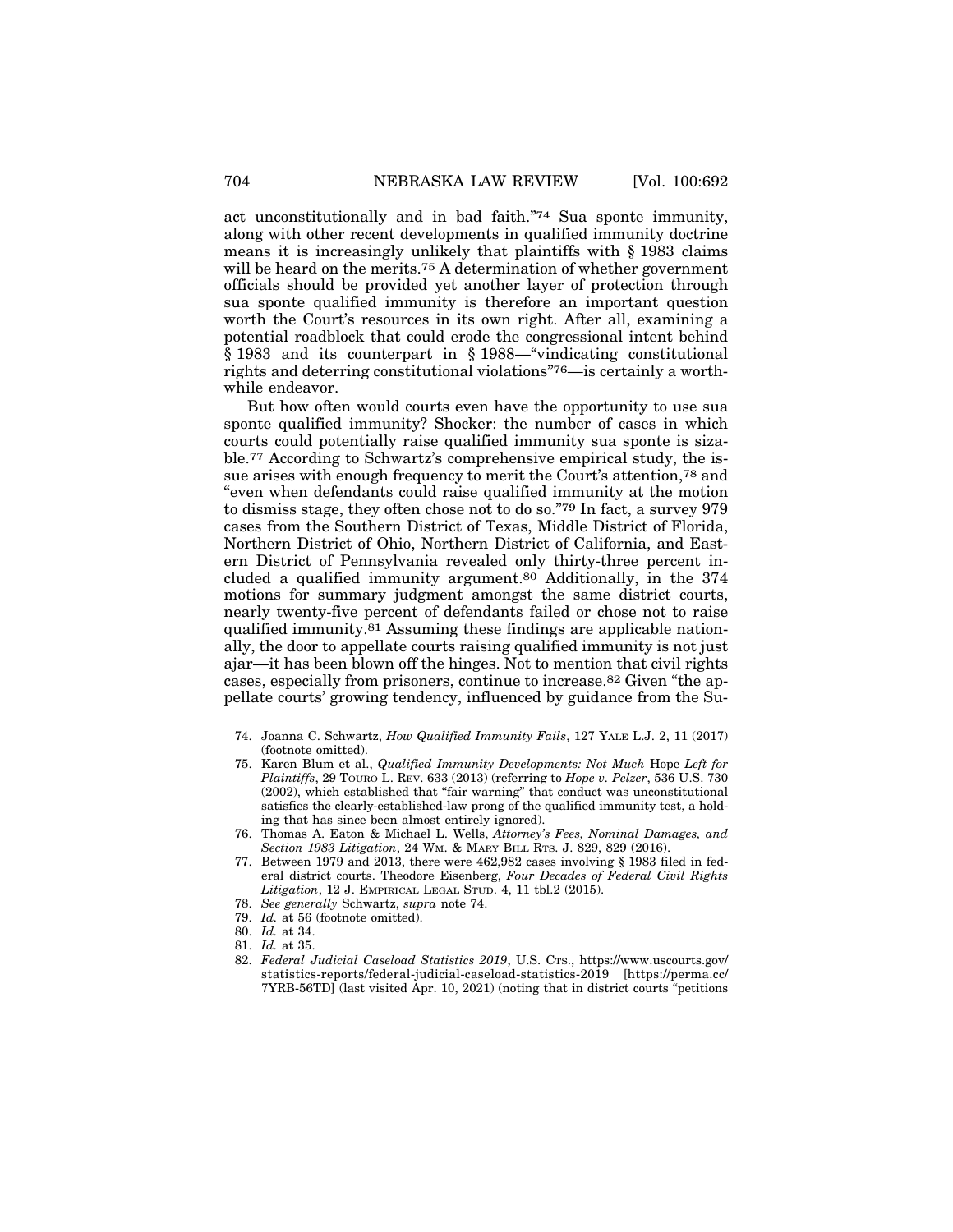act unconstitutionally and in bad faith."[74] Sua sponte immunity, along with other recent developments in qualified immunity doctrine means it is increasingly unlikely that plaintiffs with § 1983 claims will be heard on the merits.[75] A determination of whether government officials should be provided yet another layer of protection through sua sponte qualified immunity is therefore an important question worth the Court's resources in its own right. After all, examining a potential roadblock that could erode the congressional intent behind § 1983 and its counterpart in § 1988—"vindicating constitutional rights and deterring constitutional violations"[76]—is certainly a worthwhile endeavor.

But how often would courts even have the opportunity to use sua sponte qualified immunity? Shocker: the number of cases in which courts could potentially raise qualified immunity sua sponte is sizable.[77] According to Schwartz's comprehensive empirical study, the issue arises with enough frequency to merit the Court's attention,[78] and "even when defendants could raise qualified immunity at the motion to dismiss stage, they often chose not to do so."[79] In fact, a survey 979 cases from the Southern District of Texas, Middle District of Florida, Northern District of Ohio, Northern District of California, and Eastern District of Pennsylvania revealed only thirty-three percent included a qualified immunity argument.[80] Additionally, in the 374 motions for summary judgment amongst the same district courts, nearly twenty-five percent of defendants failed or chose not to raise qualified immunity.[81] Assuming these findings are applicable nationally, the door to appellate courts raising qualified immunity is not just ajar—it has been blown off the hinges. Not to mention that civil rights cases, especially from prisoners, continue to increase.[82] Given "the appellate courts' growing tendency, influenced by guidance from the Su-

---

74. Joanna C. Schwartz, *How Qualified Immunity Fails*, 127 YALE L.J. 2, 11 (2017) (footnote omitted).

75. Karen Blum et al., *Qualified Immunity Developments: Not Much* Hope *Left for Plaintiffs*, 29 TOURO L. REV. 633 (2013) (referring to *Hope v. Pelzer*, 536 U.S. 730 (2002), which established that "fair warning" that conduct was unconstitutional satisfies the clearly-established-law prong of the qualified immunity test, a holding that has since been almost entirely ignored).

76. Thomas A. Eaton & Michael L. Wells, *Attorney's Fees, Nominal Damages, and Section 1983 Litigation*, 24 WM. & MARY BILL RTS. J. 829, 829 (2016).

77. Between 1979 and 2013, there were 462,982 cases involving § 1983 filed in federal district courts. Theodore Eisenberg, *Four Decades of Federal Civil Rights Litigation*, 12 J. EMPIRICAL LEGAL STUD. 4, 11 tbl.2 (2015).

78. *See generally* Schwartz, *supra* note 74.

79. *Id.* at 56 (footnote omitted).

80. *Id.* at 34.

81. *Id.* at 35.

82. *Federal Judicial Caseload Statistics 2019*, U.S. CTS., https://www.uscourts.gov/statistics-reports/federal-judicial-caseload-statistics-2019 [https://perma.cc/7YRB-56TD] (last visited Apr. 10, 2021) (noting that in district courts "petitions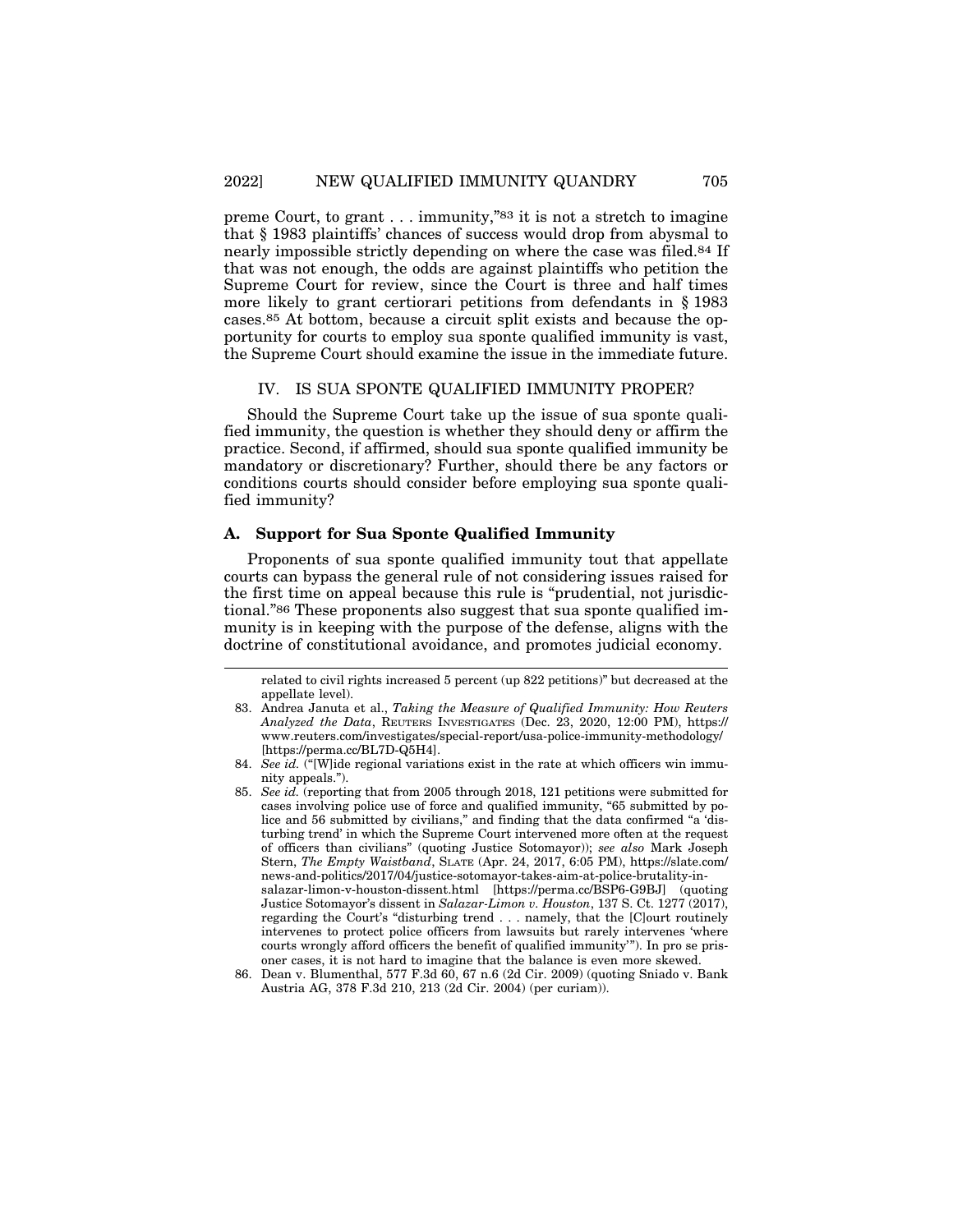preme Court, to grant . . . immunity,"[83] it is not a stretch to imagine that § 1983 plaintiffs' chances of success would drop from abysmal to nearly impossible strictly depending on where the case was filed.[84] If that was not enough, the odds are against plaintiffs who petition the Supreme Court for review, since the Court is three and half times more likely to grant certiorari petitions from defendants in § 1983 cases.[85] At bottom, because a circuit split exists and because the opportunity for courts to employ sua sponte qualified immunity is vast, the Supreme Court should examine the issue in the immediate future.

## IV. IS SUA SPONTE QUALIFIED IMMUNITY PROPER?

Should the Supreme Court take up the issue of sua sponte qualified immunity, the question is whether they should deny or affirm the practice. Second, if affirmed, should sua sponte qualified immunity be mandatory or discretionary? Further, should there be any factors or conditions courts should consider before employing sua sponte qualified immunity?

### A. Support for Sua Sponte Qualified Immunity

Proponents of sua sponte qualified immunity tout that appellate courts can bypass the general rule of not considering issues raised for the first time on appeal because this rule is "prudential, not jurisdictional."[86] These proponents also suggest that sua sponte qualified immunity is in keeping with the purpose of the defense, aligns with the doctrine of constitutional avoidance, and promotes judicial economy.

---

related to civil rights increased 5 percent (up 822 petitions)" but decreased at the appellate level).

83. Andrea Januta et al., *Taking the Measure of Qualified Immunity: How Reuters Analyzed the Data*, REUTERS INVESTIGATES (Dec. 23, 2020, 12:00 PM), https://www.reuters.com/investigates/special-report/usa-police-immunity-methodology/ [https://perma.cc/BL7D-Q5H4].

84. *See id.* ("[W]ide regional variations exist in the rate at which officers win immunity appeals.").

85. *See id.* (reporting that from 2005 through 2018, 121 petitions were submitted for cases involving police use of force and qualified immunity, "65 submitted by police and 56 submitted by civilians," and finding that the data confirmed "a 'disturbing trend' in which the Supreme Court intervened more often at the request of officers than civilians" (quoting Justice Sotomayor)); *see also* Mark Joseph Stern, *The Empty Waistband*, SLATE (Apr. 24, 2017, 6:05 PM), https://slate.com/news-and-politics/2017/04/justice-sotomayor-takes-aim-at-police-brutality-in-salazar-limon-v-houston-dissent.html [https://perma.cc/BSP6-G9BJ] (quoting Justice Sotomayor's dissent in *Salazar-Limon v. Houston*, 137 S. Ct. 1277 (2017), regarding the Court's "disturbing trend . . . namely, that the [C]ourt routinely intervenes to protect police officers from lawsuits but rarely intervenes 'where courts wrongly afford officers the benefit of qualified immunity'"). In pro se prisoner cases, it is not hard to imagine that the balance is even more skewed.

86. Dean v. Blumenthal, 577 F.3d 60, 67 n.6 (2d Cir. 2009) (quoting Sniado v. Bank Austria AG, 378 F.3d 210, 213 (2d Cir. 2004) (per curiam)).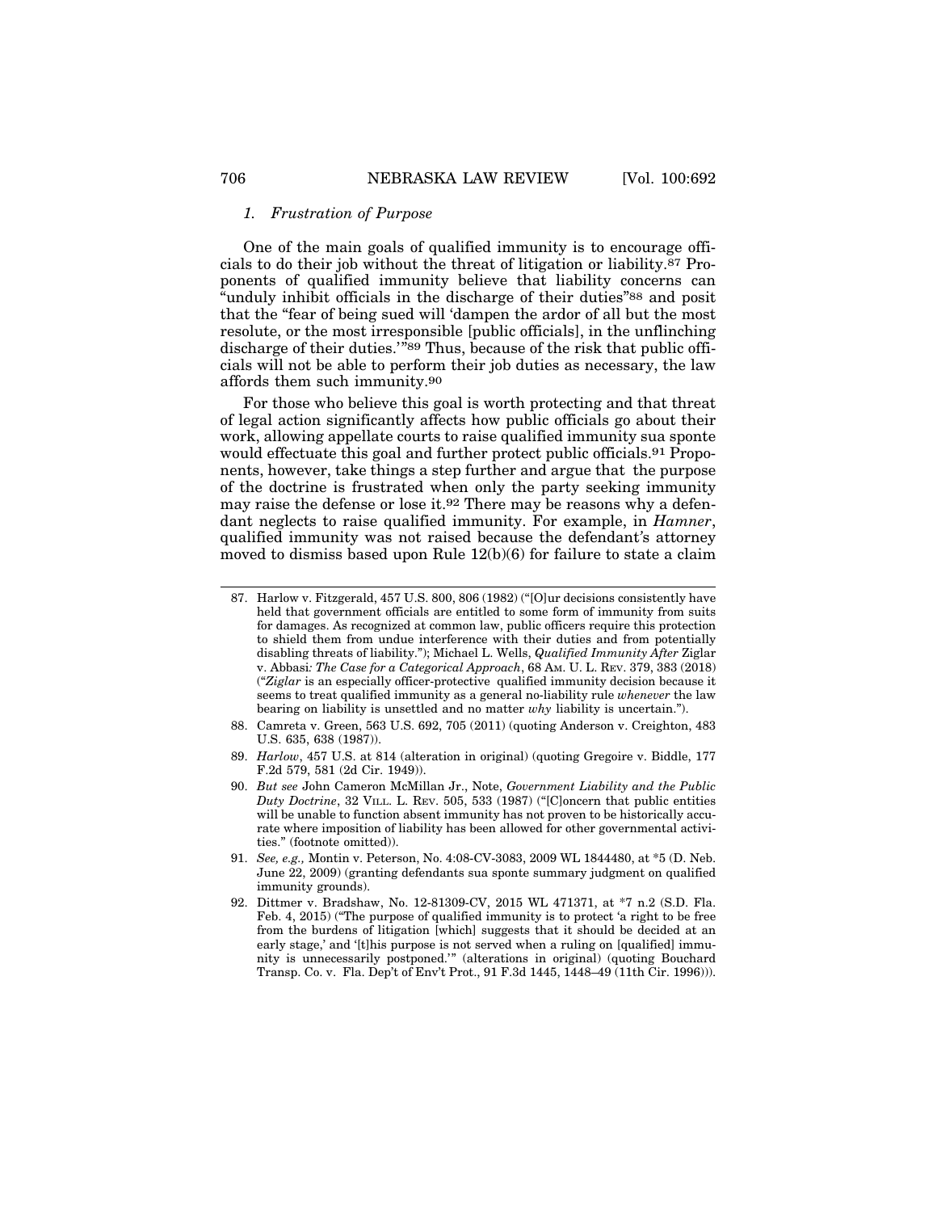### *1. Frustration of Purpose*

One of the main goals of qualified immunity is to encourage officials to do their job without the threat of litigation or liability.[87] Proponents of qualified immunity believe that liability concerns can "unduly inhibit officials in the discharge of their duties"[88] and posit that the "fear of being sued will 'dampen the ardor of all but the most resolute, or the most irresponsible [public officials], in the unflinching discharge of their duties.'"[89] Thus, because of the risk that public officials will not be able to perform their job duties as necessary, the law affords them such immunity.[90]

For those who believe this goal is worth protecting and that threat of legal action significantly affects how public officials go about their work, allowing appellate courts to raise qualified immunity sua sponte would effectuate this goal and further protect public officials.[91] Proponents, however, take things a step further and argue that the purpose of the doctrine is frustrated when only the party seeking immunity may raise the defense or lose it.[92] There may be reasons why a defendant neglects to raise qualified immunity. For example, in *Hamner*, qualified immunity was not raised because the defendant's attorney moved to dismiss based upon Rule 12(b)(6) for failure to state a claim

---

87. Harlow v. Fitzgerald, 457 U.S. 800, 806 (1982) ("[O]ur decisions consistently have held that government officials are entitled to some form of immunity from suits for damages. As recognized at common law, public officers require this protection to shield them from undue interference with their duties and from potentially disabling threats of liability."); Michael L. Wells, *Qualified Immunity After* Ziglar v. Abbasi*: The Case for a Categorical Approach*, 68 AM. U. L. REV. 379, 383 (2018) ("*Ziglar* is an especially officer-protective qualified immunity decision because it seems to treat qualified immunity as a general no-liability rule *whenever* the law bearing on liability is unsettled and no matter *why* liability is uncertain.").

88. Camreta v. Green, 563 U.S. 692, 705 (2011) (quoting Anderson v. Creighton, 483 U.S. 635, 638 (1987)).

89. *Harlow*, 457 U.S. at 814 (alteration in original) (quoting Gregoire v. Biddle, 177 F.2d 579, 581 (2d Cir. 1949)).

90. *But see* John Cameron McMillan Jr., Note, *Government Liability and the Public Duty Doctrine*, 32 VILL. L. REV. 505, 533 (1987) ("[C]oncern that public entities will be unable to function absent immunity has not proven to be historically accurate where imposition of liability has been allowed for other governmental activities." (footnote omitted)).

91. *See, e.g.,* Montin v. Peterson, No. 4:08-CV-3083, 2009 WL 1844480, at *5 (D. Neb. June 22, 2009) (granting defendants sua sponte summary judgment on qualified immunity grounds).

92. Dittmer v. Bradshaw, No. 12-81309-CV, 2015 WL 471371, at *7 n.2 (S.D. Fla. Feb. 4, 2015) ("The purpose of qualified immunity is to protect 'a right to be free from the burdens of litigation [which] suggests that it should be decided at an early stage,' and '[t]his purpose is not served when a ruling on [qualified] immunity is unnecessarily postponed.'" (alterations in original) (quoting Bouchard Transp. Co. v. Fla. Dep't of Env't Prot., 91 F.3d 1445, 1448–49 (11th Cir. 1996))).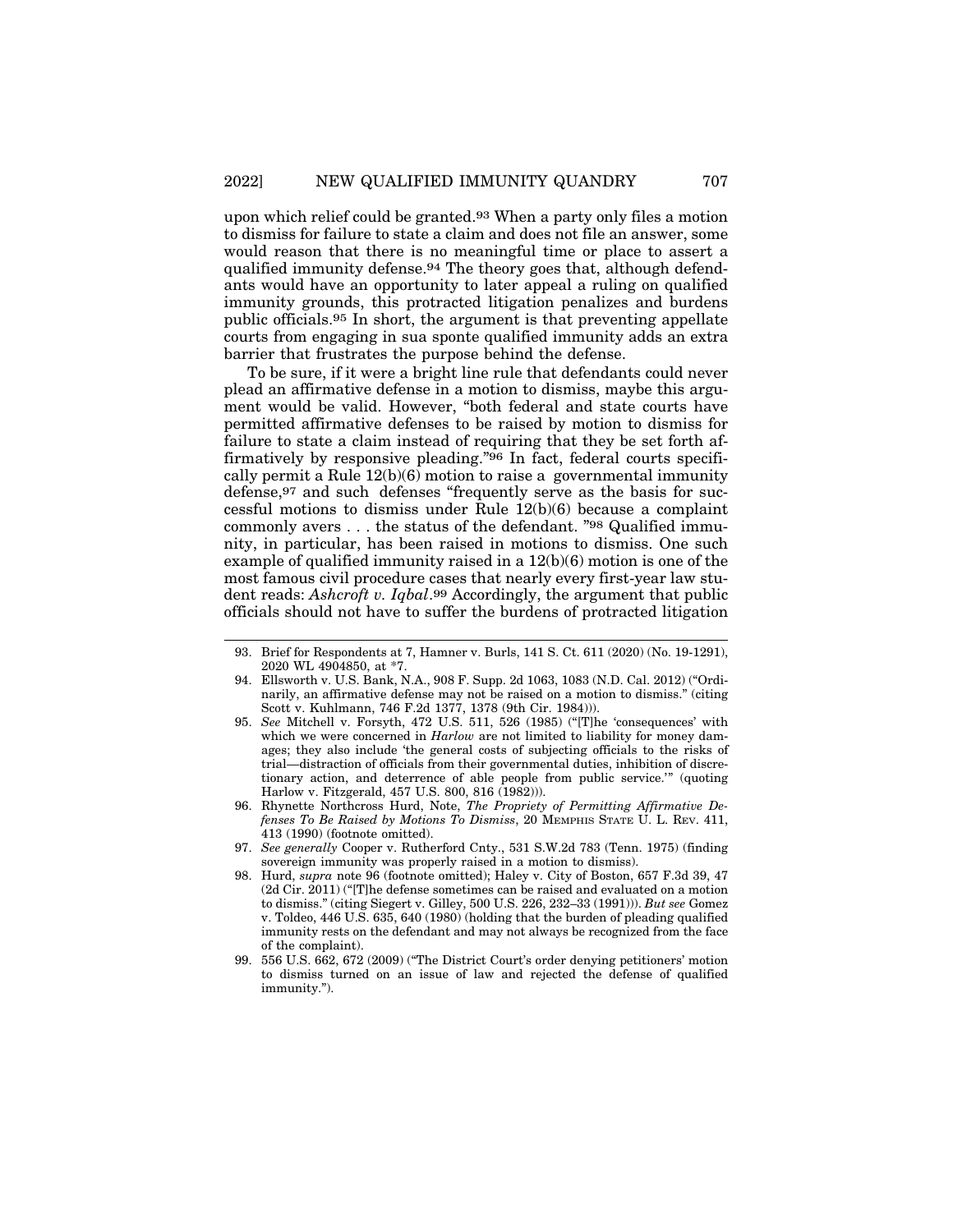upon which relief could be granted.[93] When a party only files a motion to dismiss for failure to state a claim and does not file an answer, some would reason that there is no meaningful time or place to assert a qualified immunity defense.[94] The theory goes that, although defendants would have an opportunity to later appeal a ruling on qualified immunity grounds, this protracted litigation penalizes and burdens public officials.[95] In short, the argument is that preventing appellate courts from engaging in sua sponte qualified immunity adds an extra barrier that frustrates the purpose behind the defense.

To be sure, if it were a bright line rule that defendants could never plead an affirmative defense in a motion to dismiss, maybe this argument would be valid. However, "both federal and state courts have permitted affirmative defenses to be raised by motion to dismiss for failure to state a claim instead of requiring that they be set forth affirmatively by responsive pleading."[96] In fact, federal courts specifically permit a Rule 12(b)(6) motion to raise a governmental immunity defense,[97] and such defenses "frequently serve as the basis for successful motions to dismiss under Rule 12(b)(6) because a complaint commonly avers . . . the status of the defendant. "[98] Qualified immunity, in particular, has been raised in motions to dismiss. One such example of qualified immunity raised in a 12(b)(6) motion is one of the most famous civil procedure cases that nearly every first-year law student reads: *Ashcroft v. Iqbal*.[99] Accordingly, the argument that public officials should not have to suffer the burdens of protracted litigation

---

93. Brief for Respondents at 7, Hamner v. Burls, 141 S. Ct. 611 (2020) (No. 19-1291), 2020 WL 4904850, at *7.

94. Ellsworth v. U.S. Bank, N.A., 908 F. Supp. 2d 1063, 1083 (N.D. Cal. 2012) ("Ordinarily, an affirmative defense may not be raised on a motion to dismiss." (citing Scott v. Kuhlmann, 746 F.2d 1377, 1378 (9th Cir. 1984))).

95. *See* Mitchell v. Forsyth, 472 U.S. 511, 526 (1985) ("[T]he 'consequences' with which we were concerned in *Harlow* are not limited to liability for money damages; they also include 'the general costs of subjecting officials to the risks of trial—distraction of officials from their governmental duties, inhibition of discretionary action, and deterrence of able people from public service.'" (quoting Harlow v. Fitzgerald, 457 U.S. 800, 816 (1982))).

96. Rhynette Northcross Hurd, Note, *The Propriety of Permitting Affirmative Defenses To Be Raised by Motions To Dismiss*, 20 MEMPHIS STATE U. L. REV. 411, 413 (1990) (footnote omitted).

97. *See generally* Cooper v. Rutherford Cnty., 531 S.W.2d 783 (Tenn. 1975) (finding sovereign immunity was properly raised in a motion to dismiss).

98. Hurd, *supra* note 96 (footnote omitted); Haley v. City of Boston, 657 F.3d 39, 47 (2d Cir. 2011) ("[T]he defense sometimes can be raised and evaluated on a motion to dismiss." (citing Siegert v. Gilley, 500 U.S. 226, 232–33 (1991))). *But see* Gomez v. Toldeo, 446 U.S. 635, 640 (1980) (holding that the burden of pleading qualified immunity rests on the defendant and may not always be recognized from the face of the complaint).

99. 556 U.S. 662, 672 (2009) ("The District Court's order denying petitioners' motion to dismiss turned on an issue of law and rejected the defense of qualified immunity.").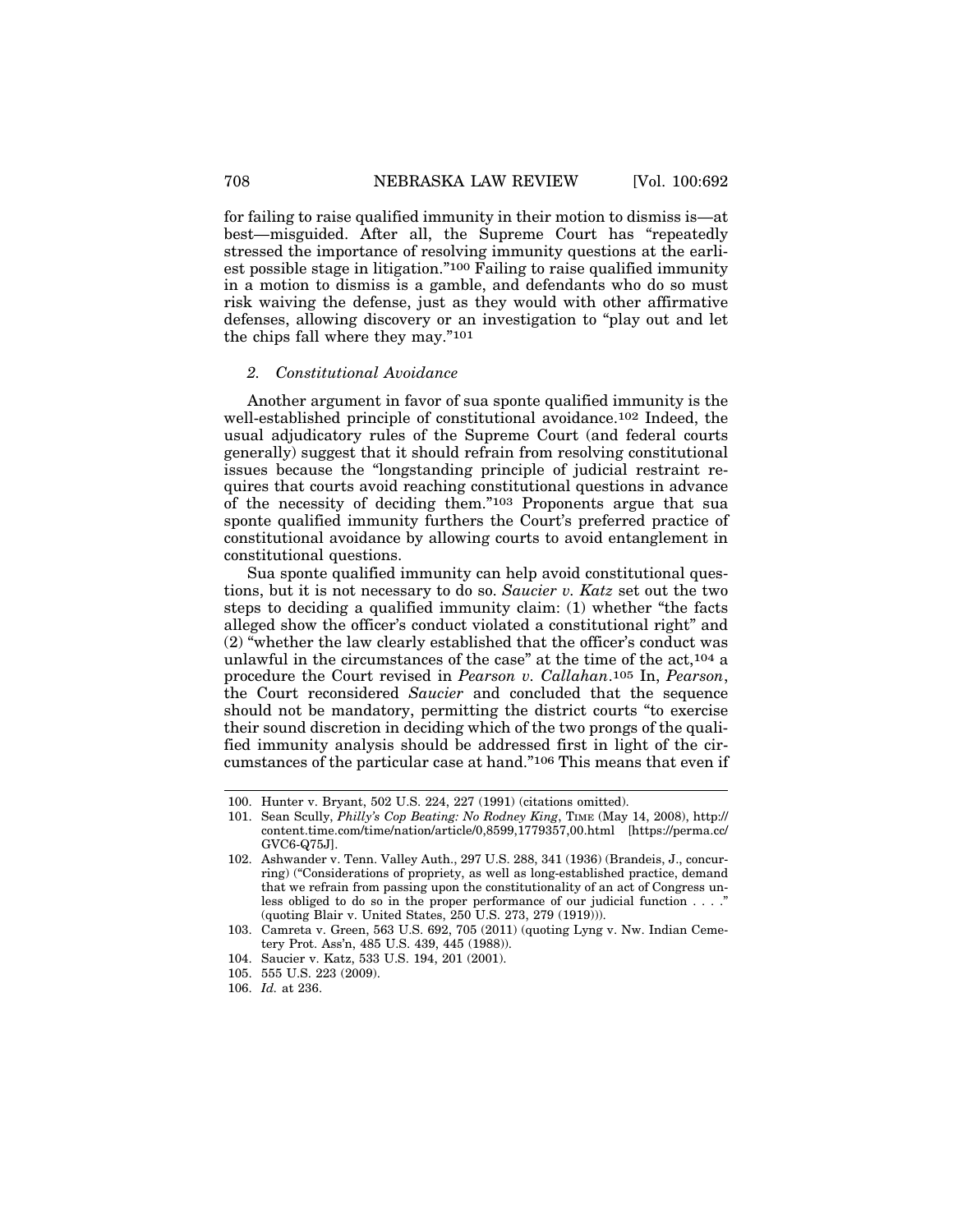for failing to raise qualified immunity in their motion to dismiss is—at best—misguided. After all, the Supreme Court has "repeatedly stressed the importance of resolving immunity questions at the earliest possible stage in litigation."[100] Failing to raise qualified immunity in a motion to dismiss is a gamble, and defendants who do so must risk waiving the defense, just as they would with other affirmative defenses, allowing discovery or an investigation to "play out and let the chips fall where they may."[101]

### *2. Constitutional Avoidance*

Another argument in favor of sua sponte qualified immunity is the well-established principle of constitutional avoidance.[102] Indeed, the usual adjudicatory rules of the Supreme Court (and federal courts generally) suggest that it should refrain from resolving constitutional issues because the "longstanding principle of judicial restraint requires that courts avoid reaching constitutional questions in advance of the necessity of deciding them."[103] Proponents argue that sua sponte qualified immunity furthers the Court's preferred practice of constitutional avoidance by allowing courts to avoid entanglement in constitutional questions.

Sua sponte qualified immunity can help avoid constitutional questions, but it is not necessary to do so. *Saucier v. Katz* set out the two steps to deciding a qualified immunity claim: (1) whether "the facts alleged show the officer's conduct violated a constitutional right" and (2) "whether the law clearly established that the officer's conduct was unlawful in the circumstances of the case" at the time of the act,[104] a procedure the Court revised in *Pearson v. Callahan*.[105] In, *Pearson*, the Court reconsidered *Saucier* and concluded that the sequence should not be mandatory, permitting the district courts "to exercise their sound discretion in deciding which of the two prongs of the qualified immunity analysis should be addressed first in light of the circumstances of the particular case at hand."[106] This means that even if

---

100. Hunter v. Bryant, 502 U.S. 224, 227 (1991) (citations omitted).

101. Sean Scully, *Philly's Cop Beating: No Rodney King*, TIME (May 14, 2008), http://content.time.com/time/nation/article/0,8599,1779357,00.html [https://perma.cc/GVC6-Q75J].

102. Ashwander v. Tenn. Valley Auth., 297 U.S. 288, 341 (1936) (Brandeis, J., concurring) ("Considerations of propriety, as well as long-established practice, demand that we refrain from passing upon the constitutionality of an act of Congress unless obliged to do so in the proper performance of our judicial function . . . ." (quoting Blair v. United States, 250 U.S. 273, 279 (1919))).

103. Camreta v. Green, 563 U.S. 692, 705 (2011) (quoting Lyng v. Nw. Indian Cemetery Prot. Ass'n, 485 U.S. 439, 445 (1988)).

104. Saucier v. Katz, 533 U.S. 194, 201 (2001).

105. 555 U.S. 223 (2009).

106. *Id.* at 236.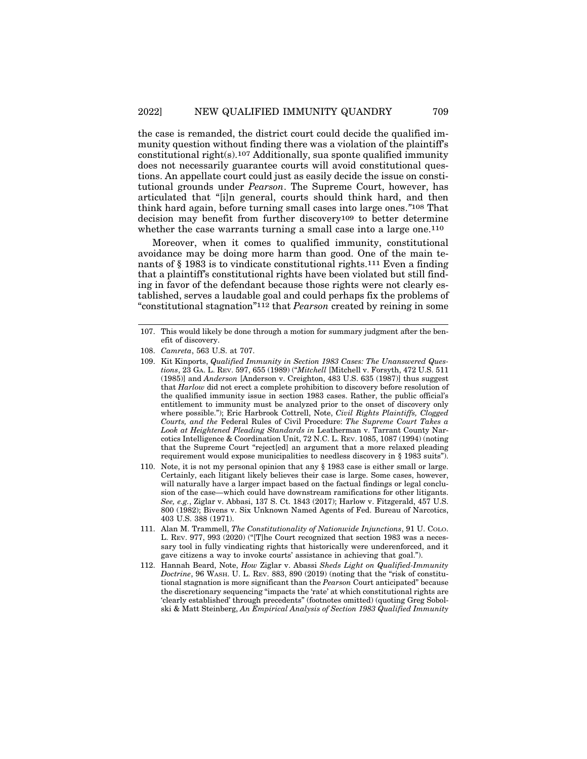the case is remanded, the district court could decide the qualified immunity question without finding there was a violation of the plaintiff's constitutional right(s).[107] Additionally, sua sponte qualified immunity does not necessarily guarantee courts will avoid constitutional questions. An appellate court could just as easily decide the issue on constitutional grounds under *Pearson*. The Supreme Court, however, has articulated that "[i]n general, courts should think hard, and then think hard again, before turning small cases into large ones."[108] That decision may benefit from further discovery[109] to better determine whether the case warrants turning a small case into a large one.[110]

Moreover, when it comes to qualified immunity, constitutional avoidance may be doing more harm than good. One of the main tenants of § 1983 is to vindicate constitutional rights.[111] Even a finding that a plaintiff's constitutional rights have been violated but still finding in favor of the defendant because those rights were not clearly established, serves a laudable goal and could perhaps fix the problems of "constitutional stagnation"[112] that *Pearson* created by reining in some

---

107. This would likely be done through a motion for summary judgment after the benefit of discovery.

108. *Camreta*, 563 U.S. at 707.

109. Kit Kinports, *Qualified Immunity in Section 1983 Cases: The Unanswered Questions*, 23 GA. L. REV. 597, 655 (1989) ("*Mitchell* [Mitchell v. Forsyth, 472 U.S. 511 (1985)] and *Anderson* [Anderson v. Creighton, 483 U.S. 635 (1987)] thus suggest that *Harlow* did not erect a complete prohibition to discovery before resolution of the qualified immunity issue in section 1983 cases. Rather, the public official's entitlement to immunity must be analyzed prior to the onset of discovery only where possible."); Eric Harbrook Cottrell, Note, *Civil Rights Plaintiffs, Clogged Courts, and the* Federal Rules of Civil Procedure: *The Supreme Court Takes a Look at Heightened Pleading Standards in* Leatherman v. Tarrant County Narcotics Intelligence & Coordination Unit, 72 N.C. L. REV. 1085, 1087 (1994) (noting that the Supreme Court "reject[ed] an argument that a more relaxed pleading requirement would expose municipalities to needless discovery in § 1983 suits").

110. Note, it is not my personal opinion that any § 1983 case is either small or large. Certainly, each litigant likely believes their case is large. Some cases, however, will naturally have a larger impact based on the factual findings or legal conclusion of the case—which could have downstream ramifications for other litigants. *See, e.g.*, Ziglar v. Abbasi, 137 S. Ct. 1843 (2017); Harlow v. Fitzgerald, 457 U.S. 800 (1982); Bivens v. Six Unknown Named Agents of Fed. Bureau of Narcotics, 403 U.S. 388 (1971).

111. Alan M. Trammell, *The Constitutionality of Nationwide Injunctions*, 91 U. COLO. L. REV. 977, 993 (2020) ("[T]he Court recognized that section 1983 was a necessary tool in fully vindicating rights that historically were underenforced, and it gave citizens a way to invoke courts' assistance in achieving that goal.").

112. Hannah Beard, Note, *How* Ziglar v. Abbasi *Sheds Light on Qualified-Immunity Doctrine*, 96 WASH. U. L. REV. 883, 890 (2019) (noting that the "risk of constitutional stagnation is more significant than the *Pearson* Court anticipated" because the discretionary sequencing "impacts the 'rate' at which constitutional rights are 'clearly established' through precedents" (footnotes omitted) (quoting Greg Sobolski & Matt Steinberg, *An Empirical Analysis of Section 1983 Qualified Immunity*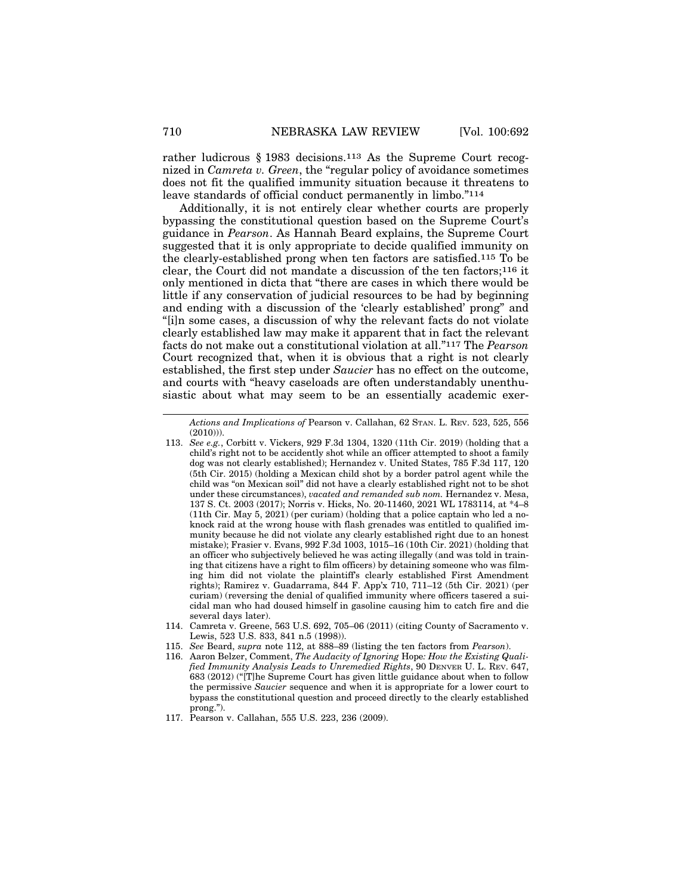rather ludicrous § 1983 decisions.[113] As the Supreme Court recognized in *Camreta v. Green*, the "regular policy of avoidance sometimes does not fit the qualified immunity situation because it threatens to leave standards of official conduct permanently in limbo."[114]

Additionally, it is not entirely clear whether courts are properly bypassing the constitutional question based on the Supreme Court's guidance in *Pearson*. As Hannah Beard explains, the Supreme Court suggested that it is only appropriate to decide qualified immunity on the clearly-established prong when ten factors are satisfied.[115] To be clear, the Court did not mandate a discussion of the ten factors;[116] it only mentioned in dicta that "there are cases in which there would be little if any conservation of judicial resources to be had by beginning and ending with a discussion of the 'clearly established' prong" and "[i]n some cases, a discussion of why the relevant facts do not violate clearly established law may make it apparent that in fact the relevant facts do not make out a constitutional violation at all."[117] The *Pearson* Court recognized that, when it is obvious that a right is not clearly established, the first step under *Saucier* has no effect on the outcome, and courts with "heavy caseloads are often understandably unenthusiastic about what may seem to be an essentially academic exer-

---

*Actions and Implications of* Pearson v. Callahan, 62 STAN. L. REV. 523, 525, 556 (2010))).

113. *See e.g.*, Corbitt v. Vickers, 929 F.3d 1304, 1320 (11th Cir. 2019) (holding that a child's right not to be accidently shot while an officer attempted to shoot a family dog was not clearly established); Hernandez v. United States, 785 F.3d 117, 120 (5th Cir. 2015) (holding a Mexican child shot by a border patrol agent while the child was "on Mexican soil" did not have a clearly established right not to be shot under these circumstances), *vacated and remanded sub nom.* Hernandez v. Mesa, 137 S. Ct. 2003 (2017); Norris v. Hicks, No. 20-11460, 2021 WL 1783114, at *4–8 (11th Cir. May 5, 2021) (per curiam) (holding that a police captain who led a no-knock raid at the wrong house with flash grenades was entitled to qualified immunity because he did not violate any clearly established right due to an honest mistake); Frasier v. Evans, 992 F.3d 1003, 1015–16 (10th Cir. 2021) (holding that an officer who subjectively believed he was acting illegally (and was told in training that citizens have a right to film officers) by detaining someone who was filming him did not violate the plaintiff's clearly established First Amendment rights); Ramirez v. Guadarrama, 844 F. App'x 710, 711–12 (5th Cir. 2021) (per curiam) (reversing the denial of qualified immunity where officers tasered a suicidal man who had doused himself in gasoline causing him to catch fire and die several days later).

114. Camreta v. Greene, 563 U.S. 692, 705–06 (2011) (citing County of Sacramento v. Lewis, 523 U.S. 833, 841 n.5 (1998)).

115. *See* Beard, *supra* note 112, at 888–89 (listing the ten factors from *Pearson*).

116. Aaron Belzer, Comment, *The Audacity of Ignoring* Hope*: How the Existing Qualified Immunity Analysis Leads to Unremedied Rights*, 90 DENVER U. L. REV. 647, 683 (2012) ("[T]he Supreme Court has given little guidance about when to follow the permissive *Saucier* sequence and when it is appropriate for a lower court to bypass the constitutional question and proceed directly to the clearly established prong.").

117. Pearson v. Callahan, 555 U.S. 223, 236 (2009).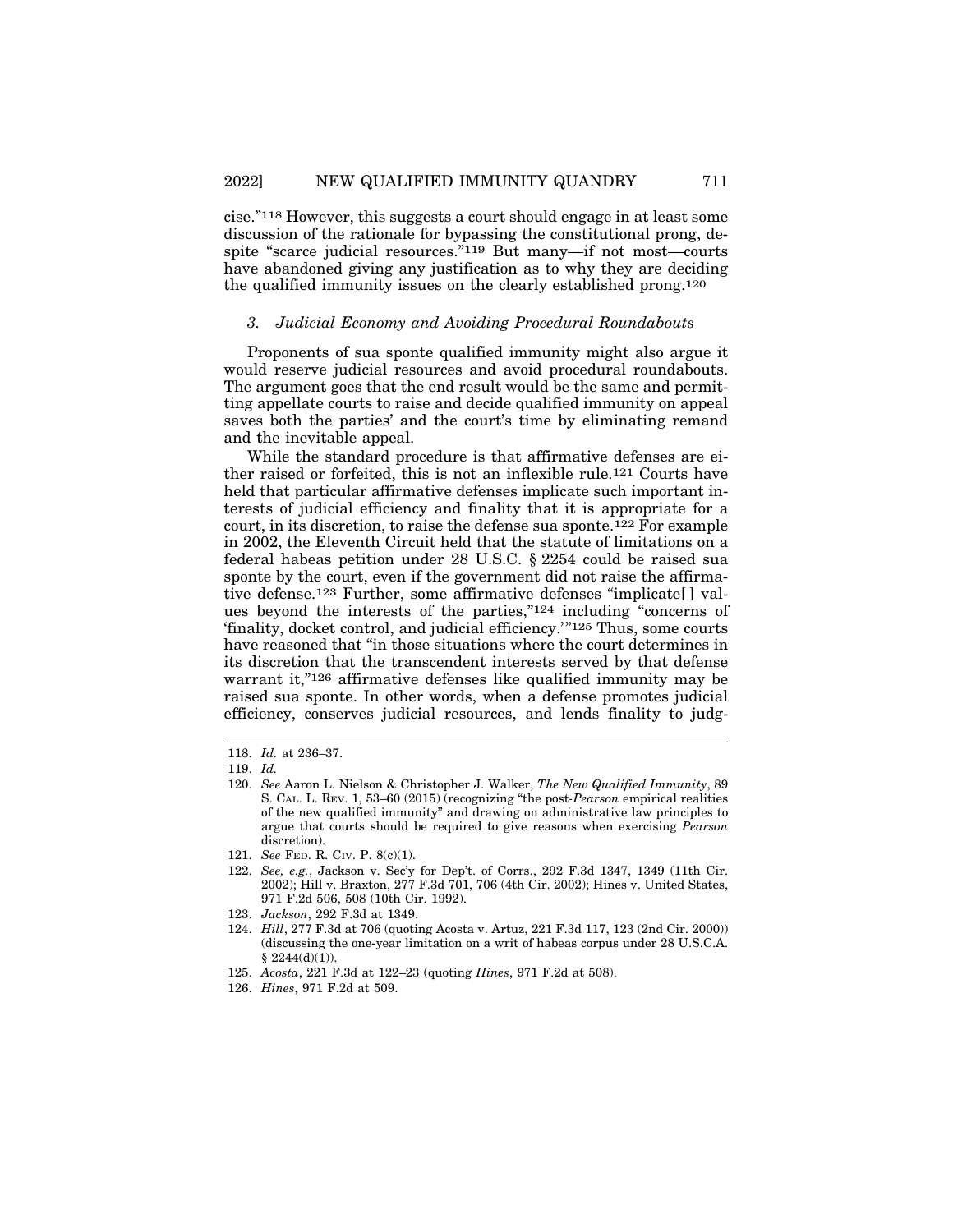cise."[118] However, this suggests a court should engage in at least some discussion of the rationale for bypassing the constitutional prong, despite "scarce judicial resources."[119] But many—if not most—courts have abandoned giving any justification as to why they are deciding the qualified immunity issues on the clearly established prong.[120]

### *3. Judicial Economy and Avoiding Procedural Roundabouts*

Proponents of sua sponte qualified immunity might also argue it would reserve judicial resources and avoid procedural roundabouts. The argument goes that the end result would be the same and permitting appellate courts to raise and decide qualified immunity on appeal saves both the parties' and the court's time by eliminating remand and the inevitable appeal.

While the standard procedure is that affirmative defenses are either raised or forfeited, this is not an inflexible rule.[121] Courts have held that particular affirmative defenses implicate such important interests of judicial efficiency and finality that it is appropriate for a court, in its discretion, to raise the defense sua sponte.[122] For example in 2002, the Eleventh Circuit held that the statute of limitations on a federal habeas petition under 28 U.S.C. § 2254 could be raised sua sponte by the court, even if the government did not raise the affirmative defense.[123] Further, some affirmative defenses "implicate[] values beyond the interests of the parties,"[124] including "concerns of 'finality, docket control, and judicial efficiency.'"[125] Thus, some courts have reasoned that "in those situations where the court determines in its discretion that the transcendent interests served by that defense warrant it,"[126] affirmative defenses like qualified immunity may be raised sua sponte. In other words, when a defense promotes judicial efficiency, conserves judicial resources, and lends finality to judg-

---

118. *Id.* at 236–37.

119. *Id.*

120. *See* Aaron L. Nielson & Christopher J. Walker, *The New Qualified Immunity*, 89 S. CAL. L. REV. 1, 53–60 (2015) (recognizing "the post-*Pearson* empirical realities of the new qualified immunity" and drawing on administrative law principles to argue that courts should be required to give reasons when exercising *Pearson* discretion).

121. *See* FED. R. CIV. P. 8(c)(1).

122. *See, e.g.*, Jackson v. Sec'y for Dep't. of Corrs., 292 F.3d 1347, 1349 (11th Cir. 2002); Hill v. Braxton, 277 F.3d 701, 706 (4th Cir. 2002); Hines v. United States, 971 F.2d 506, 508 (10th Cir. 1992).

123. *Jackson*, 292 F.3d at 1349.

124. *Hill*, 277 F.3d at 706 (quoting Acosta v. Artuz, 221 F.3d 117, 123 (2nd Cir. 2000)) (discussing the one-year limitation on a writ of habeas corpus under 28 U.S.C.A. § 2244(d)(1)).

125. *Acosta*, 221 F.3d at 122–23 (quoting *Hines*, 971 F.2d at 508).

126. *Hines*, 971 F.2d at 509.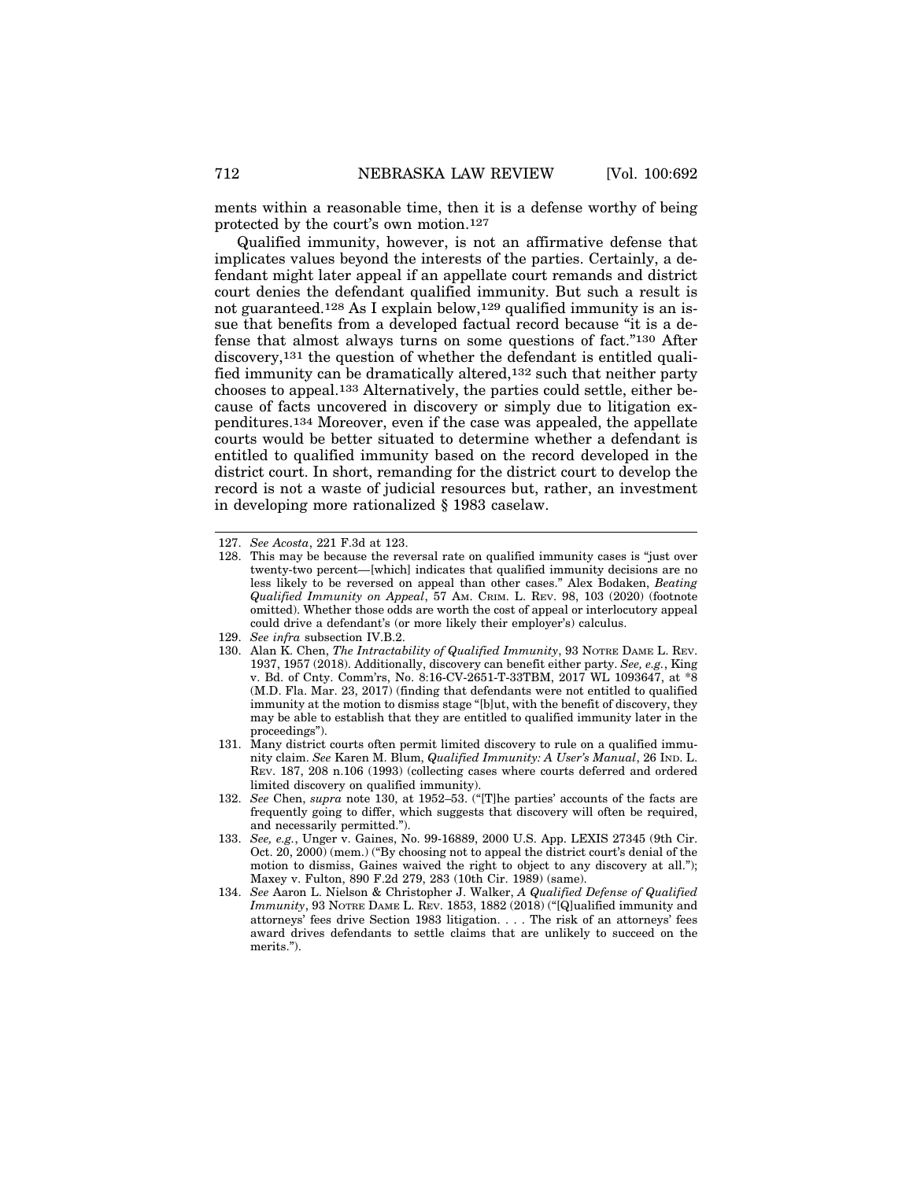ments within a reasonable time, then it is a defense worthy of being protected by the court's own motion.[127]

Qualified immunity, however, is not an affirmative defense that implicates values beyond the interests of the parties. Certainly, a defendant might later appeal if an appellate court remands and district court denies the defendant qualified immunity. But such a result is not guaranteed.[128] As I explain below,[129] qualified immunity is an issue that benefits from a developed factual record because "it is a defense that almost always turns on some questions of fact."[130] After discovery,[131] the question of whether the defendant is entitled qualified immunity can be dramatically altered,[132] such that neither party chooses to appeal.[133] Alternatively, the parties could settle, either because of facts uncovered in discovery or simply due to litigation expenditures.[134] Moreover, even if the case was appealed, the appellate courts would be better situated to determine whether a defendant is entitled to qualified immunity based on the record developed in the district court. In short, remanding for the district court to develop the record is not a waste of judicial resources but, rather, an investment in developing more rationalized § 1983 caselaw.

---

127. *See Acosta*, 221 F.3d at 123.

128. This may be because the reversal rate on qualified immunity cases is "just over twenty-two percent—[which] indicates that qualified immunity decisions are no less likely to be reversed on appeal than other cases." Alex Bodaken, *Beating Qualified Immunity on Appeal*, 57 AM. CRIM. L. REV. 98, 103 (2020) (footnote omitted). Whether those odds are worth the cost of appeal or interlocutory appeal could drive a defendant's (or more likely their employer's) calculus.

129. *See infra* subsection IV.B.2.

130. Alan K. Chen, *The Intractability of Qualified Immunity*, 93 NOTRE DAME L. REV. 1937, 1957 (2018). Additionally, discovery can benefit either party. *See, e.g.*, King v. Bd. of Cnty. Comm'rs, No. 8:16-CV-2651-T-33TBM, 2017 WL 1093647, at *8 (M.D. Fla. Mar. 23, 2017) (finding that defendants were not entitled to qualified immunity at the motion to dismiss stage "[b]ut, with the benefit of discovery, they may be able to establish that they are entitled to qualified immunity later in the proceedings").

131. Many district courts often permit limited discovery to rule on a qualified immunity claim. *See* Karen M. Blum, *Qualified Immunity: A User's Manual*, 26 IND. L. REV. 187, 208 n.106 (1993) (collecting cases where courts deferred and ordered limited discovery on qualified immunity).

132. *See* Chen, *supra* note 130, at 1952–53. ("[T]he parties' accounts of the facts are frequently going to differ, which suggests that discovery will often be required, and necessarily permitted.").

133. *See, e.g.*, Unger v. Gaines, No. 99-16889, 2000 U.S. App. LEXIS 27345 (9th Cir. Oct. 20, 2000) (mem.) ("By choosing not to appeal the district court's denial of the motion to dismiss, Gaines waived the right to object to any discovery at all."); Maxey v. Fulton, 890 F.2d 279, 283 (10th Cir. 1989) (same).

134. *See* Aaron L. Nielson & Christopher J. Walker, *A Qualified Defense of Qualified Immunity*, 93 NOTRE DAME L. REV. 1853, 1882 (2018) ("[Q]ualified immunity and attorneys' fees drive Section 1983 litigation. . . . The risk of an attorneys' fees award drives defendants to settle claims that are unlikely to succeed on the merits.").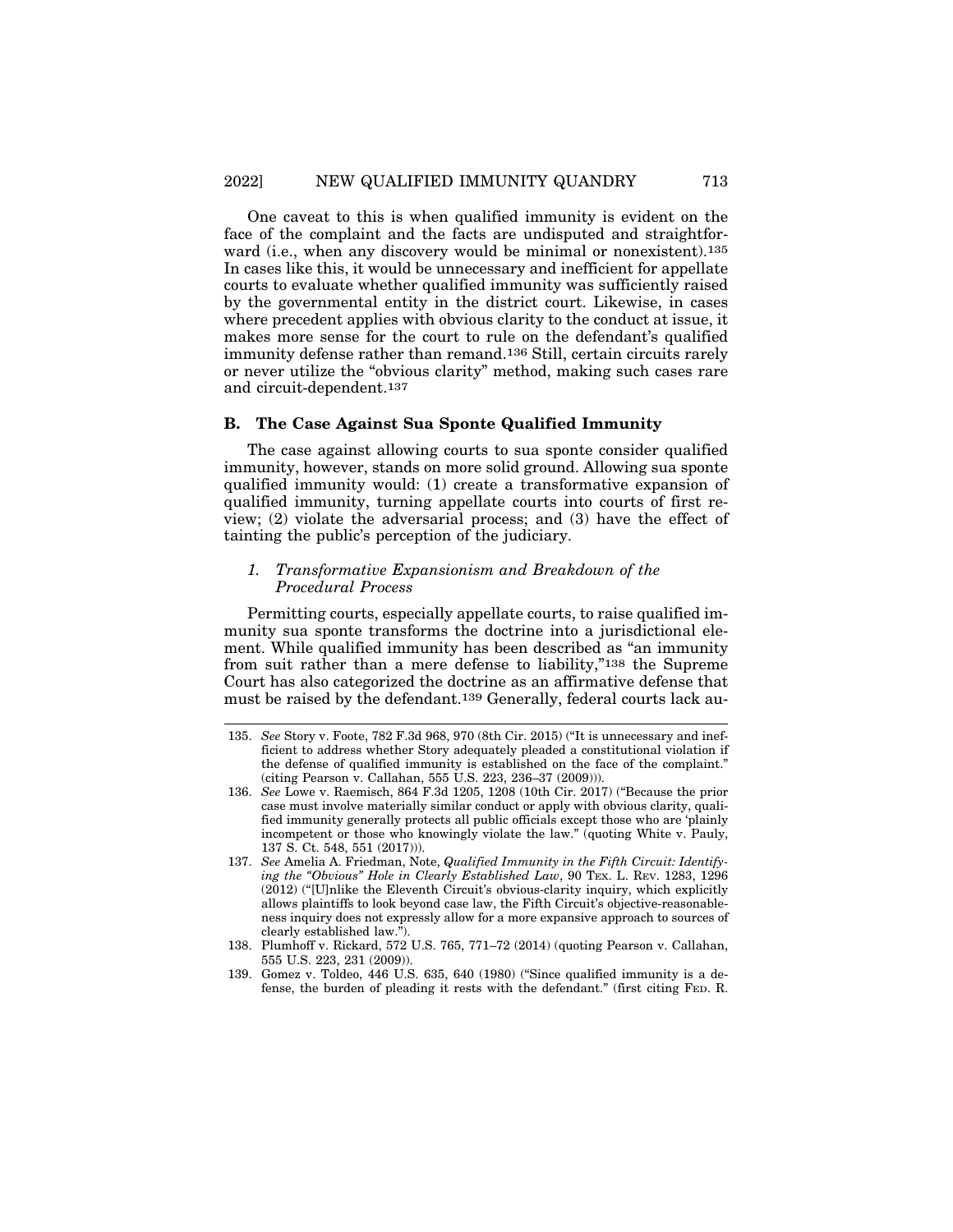One caveat to this is when qualified immunity is evident on the face of the complaint and the facts are undisputed and straightforward (i.e., when any discovery would be minimal or nonexistent).[135] In cases like this, it would be unnecessary and inefficient for appellate courts to evaluate whether qualified immunity was sufficiently raised by the governmental entity in the district court. Likewise, in cases where precedent applies with obvious clarity to the conduct at issue, it makes more sense for the court to rule on the defendant's qualified immunity defense rather than remand.[136] Still, certain circuits rarely or never utilize the "obvious clarity" method, making such cases rare and circuit-dependent.[137]

### B. The Case Against Sua Sponte Qualified Immunity

The case against allowing courts to sua sponte consider qualified immunity, however, stands on more solid ground. Allowing sua sponte qualified immunity would: (1) create a transformative expansion of qualified immunity, turning appellate courts into courts of first review; (2) violate the adversarial process; and (3) have the effect of tainting the public's perception of the judiciary.

#### *1. Transformative Expansionism and Breakdown of the Procedural Process*

Permitting courts, especially appellate courts, to raise qualified immunity sua sponte transforms the doctrine into a jurisdictional element. While qualified immunity has been described as "an immunity from suit rather than a mere defense to liability,"[138] the Supreme Court has also categorized the doctrine as an affirmative defense that must be raised by the defendant.[139] Generally, federal courts lack au-

---

135. *See* Story v. Foote, 782 F.3d 968, 970 (8th Cir. 2015) ("It is unnecessary and inefficient to address whether Story adequately pleaded a constitutional violation if the defense of qualified immunity is established on the face of the complaint." (citing Pearson v. Callahan, 555 U.S. 223, 236–37 (2009))).

136. *See* Lowe v. Raemisch, 864 F.3d 1205, 1208 (10th Cir. 2017) ("Because the prior case must involve materially similar conduct or apply with obvious clarity, qualified immunity generally protects all public officials except those who are 'plainly incompetent or those who knowingly violate the law." (quoting White v. Pauly, 137 S. Ct. 548, 551 (2017))).

137. *See* Amelia A. Friedman, Note, *Qualified Immunity in the Fifth Circuit: Identifying the "Obvious" Hole in Clearly Established Law*, 90 TEX. L. REV. 1283, 1296 (2012) ("[U]nlike the Eleventh Circuit's obvious-clarity inquiry, which explicitly allows plaintiffs to look beyond case law, the Fifth Circuit's objective-reasonableness inquiry does not expressly allow for a more expansive approach to sources of clearly established law.").

138. Plumhoff v. Rickard, 572 U.S. 765, 771–72 (2014) (quoting Pearson v. Callahan, 555 U.S. 223, 231 (2009)).

139. Gomez v. Toldeo, 446 U.S. 635, 640 (1980) ("Since qualified immunity is a defense, the burden of pleading it rests with the defendant." (first citing FED. R.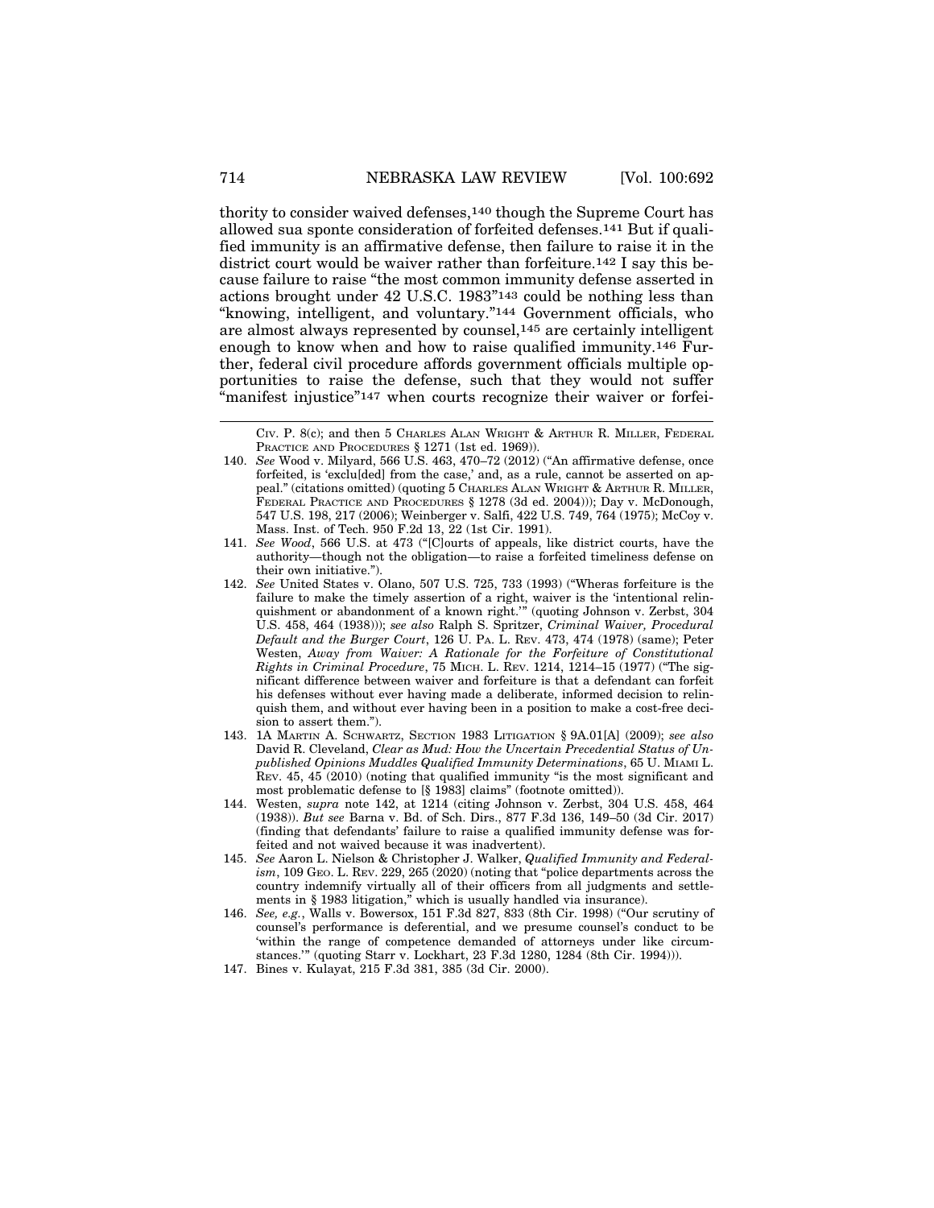thority to consider waived defenses,[140] though the Supreme Court has allowed sua sponte consideration of forfeited defenses.[141] But if qualified immunity is an affirmative defense, then failure to raise it in the district court would be waiver rather than forfeiture.[142] I say this because failure to raise "the most common immunity defense asserted in actions brought under 42 U.S.C. 1983"[143] could be nothing less than "knowing, intelligent, and voluntary."[144] Government officials, who are almost always represented by counsel,[145] are certainly intelligent enough to know when and how to raise qualified immunity.[146] Further, federal civil procedure affords government officials multiple opportunities to raise the defense, such that they would not suffer "manifest injustice"[147] when courts recognize their waiver or forfei-

---

CIV. P. 8(c); and then 5 CHARLES ALAN WRIGHT & ARTHUR R. MILLER, FEDERAL PRACTICE AND PROCEDURES § 1271 (1st ed. 1969)).

140. *See* Wood v. Milyard, 566 U.S. 463, 470–72 (2012) ("An affirmative defense, once forfeited, is 'exclu[ded] from the case,' and, as a rule, cannot be asserted on appeal." (citations omitted) (quoting 5 CHARLES ALAN WRIGHT & ARTHUR R. MILLER, FEDERAL PRACTICE AND PROCEDURES § 1278 (3d ed. 2004))); Day v. McDonough, 547 U.S. 198, 217 (2006); Weinberger v. Salfi, 422 U.S. 749, 764 (1975); McCoy v. Mass. Inst. of Tech. 950 F.2d 13, 22 (1st Cir. 1991).

141. *See Wood*, 566 U.S. at 473 ("[C]ourts of appeals, like district courts, have the authority—though not the obligation—to raise a forfeited timeliness defense on their own initiative.").

142. *See* United States v. Olano, 507 U.S. 725, 733 (1993) ("Wheras forfeiture is the failure to make the timely assertion of a right, waiver is the 'intentional relinquishment or abandonment of a known right.'" (quoting Johnson v. Zerbst, 304 U.S. 458, 464 (1938))); *see also* Ralph S. Spritzer, *Criminal Waiver, Procedural Default and the Burger Court*, 126 U. PA. L. REV. 473, 474 (1978) (same); Peter Westen, *Away from Waiver: A Rationale for the Forfeiture of Constitutional Rights in Criminal Procedure*, 75 MICH. L. REV. 1214, 1214–15 (1977) ("The significant difference between waiver and forfeiture is that a defendant can forfeit his defenses without ever having made a deliberate, informed decision to relinquish them, and without ever having been in a position to make a cost-free decision to assert them.").

143. 1A MARTIN A. SCHWARTZ, SECTION 1983 LITIGATION § 9A.01[A] (2009); *see also* David R. Cleveland, *Clear as Mud: How the Uncertain Precedential Status of Unpublished Opinions Muddles Qualified Immunity Determinations*, 65 U. MIAMI L. REV. 45, 45 (2010) (noting that qualified immunity "is the most significant and most problematic defense to [§ 1983] claims" (footnote omitted)).

144. Westen, *supra* note 142, at 1214 (citing Johnson v. Zerbst, 304 U.S. 458, 464 (1938)). *But see* Barna v. Bd. of Sch. Dirs., 877 F.3d 136, 149–50 (3d Cir. 2017) (finding that defendants' failure to raise a qualified immunity defense was forfeited and not waived because it was inadvertent).

145. *See* Aaron L. Nielson & Christopher J. Walker, *Qualified Immunity and Federalism*, 109 GEO. L. REV. 229, 265 (2020) (noting that "police departments across the country indemnify virtually all of their officers from all judgments and settlements in § 1983 litigation," which is usually handled via insurance).

146. *See, e.g.*, Walls v. Bowersox, 151 F.3d 827, 833 (8th Cir. 1998) ("Our scrutiny of counsel's performance is deferential, and we presume counsel's conduct to be 'within the range of competence demanded of attorneys under like circumstances.'" (quoting Starr v. Lockhart, 23 F.3d 1280, 1284 (8th Cir. 1994))).

147. Bines v. Kulayat, 215 F.3d 381, 385 (3d Cir. 2000).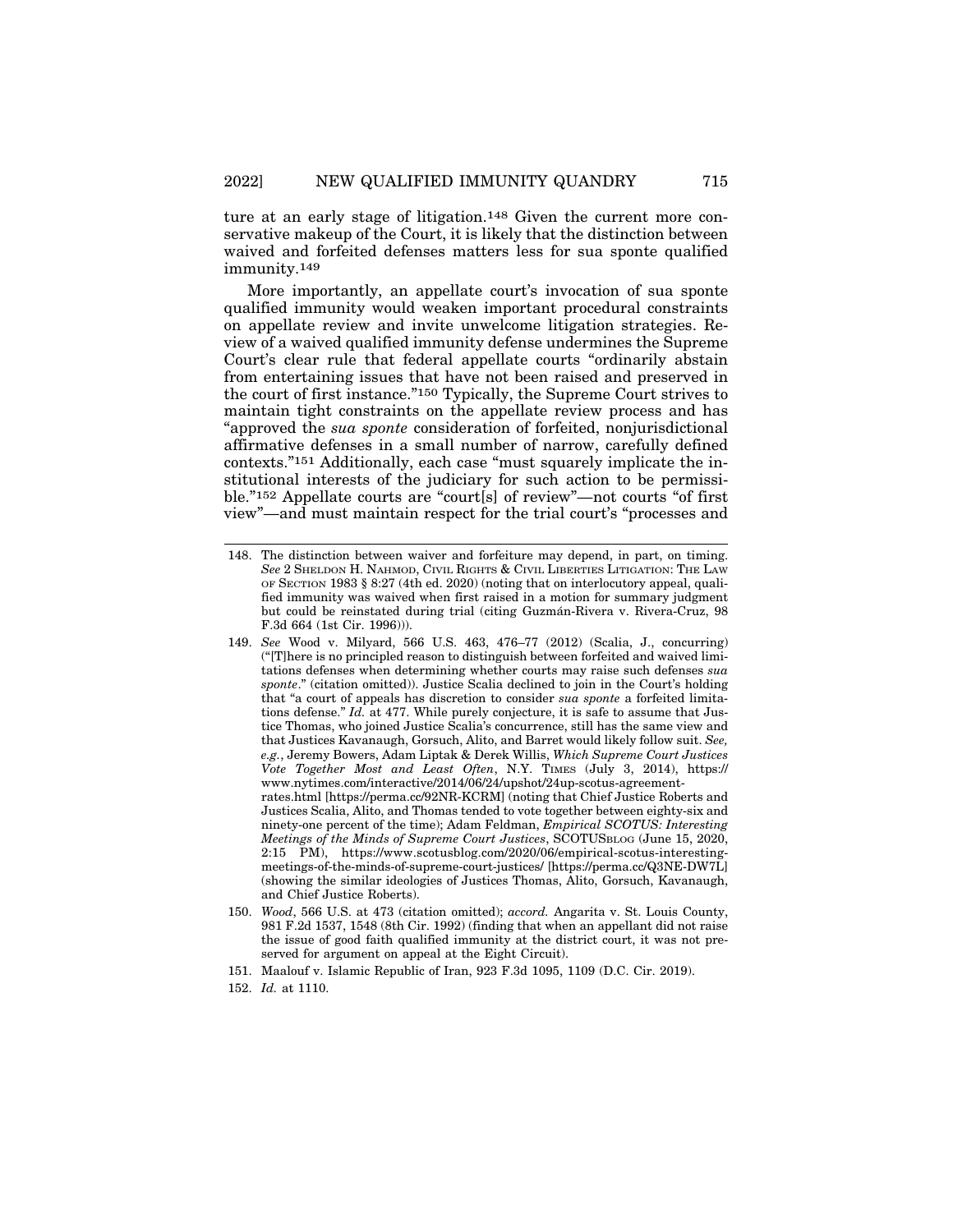ture at an early stage of litigation.[148] Given the current more conservative makeup of the Court, it is likely that the distinction between waived and forfeited defenses matters less for sua sponte qualified immunity.[149]

More importantly, an appellate court's invocation of sua sponte qualified immunity would weaken important procedural constraints on appellate review and invite unwelcome litigation strategies. Review of a waived qualified immunity defense undermines the Supreme Court's clear rule that federal appellate courts "ordinarily abstain from entertaining issues that have not been raised and preserved in the court of first instance."[150] Typically, the Supreme Court strives to maintain tight constraints on the appellate review process and has "approved the *sua sponte* consideration of forfeited, nonjurisdictional affirmative defenses in a small number of narrow, carefully defined contexts."[151] Additionally, each case "must squarely implicate the institutional interests of the judiciary for such action to be permissible."[152] Appellate courts are "court[s] of review"—not courts "of first view"—and must maintain respect for the trial court's "processes and

---

148. The distinction between waiver and forfeiture may depend, in part, on timing. *See* 2 SHELDON H. NAHMOD, CIVIL RIGHTS & CIVIL LIBERTIES LITIGATION: THE LAW OF SECTION 1983 § 8:27 (4th ed. 2020) (noting that on interlocutory appeal, qualified immunity was waived when first raised in a motion for summary judgment but could be reinstated during trial (citing Guzmán-Rivera v. Rivera-Cruz, 98 F.3d 664 (1st Cir. 1996))).

149. *See* Wood v. Milyard, 566 U.S. 463, 476–77 (2012) (Scalia, J., concurring) ("[T]here is no principled reason to distinguish between forfeited and waived limitations defenses when determining whether courts may raise such defenses *sua sponte*." (citation omitted)). Justice Scalia declined to join in the Court's holding that "a court of appeals has discretion to consider *sua sponte* a forfeited limitations defense." *Id.* at 477. While purely conjecture, it is safe to assume that Justice Thomas, who joined Justice Scalia's concurrence, still has the same view and that Justices Kavanaugh, Gorsuch, Alito, and Barret would likely follow suit. *See, e.g.*, Jeremy Bowers, Adam Liptak & Derek Willis, *Which Supreme Court Justices Vote Together Most and Least Often*, N.Y. TIMES (July 3, 2014), https://www.nytimes.com/interactive/2014/06/24/upshot/24up-scotus-agreement-rates.html [https://perma.cc/92NR-KCRM] (noting that Chief Justice Roberts and Justices Scalia, Alito, and Thomas tended to vote together between eighty-six and ninety-one percent of the time); Adam Feldman, *Empirical SCOTUS: Interesting Meetings of the Minds of Supreme Court Justices*, SCOTUSBLOG (June 15, 2020, 2:15 PM), https://www.scotusblog.com/2020/06/empirical-scotus-interesting-meetings-of-the-minds-of-supreme-court-justices/ [https://perma.cc/Q3NE-DW7L] (showing the similar ideologies of Justices Thomas, Alito, Gorsuch, Kavanaugh, and Chief Justice Roberts).

150. *Wood*, 566 U.S. at 473 (citation omitted); *accord.* Angarita v. St. Louis County, 981 F.2d 1537, 1548 (8th Cir. 1992) (finding that when an appellant did not raise the issue of good faith qualified immunity at the district court, it was not preserved for argument on appeal at the Eight Circuit).

151. Maalouf v. Islamic Republic of Iran, 923 F.3d 1095, 1109 (D.C. Cir. 2019).

152. *Id.* at 1110.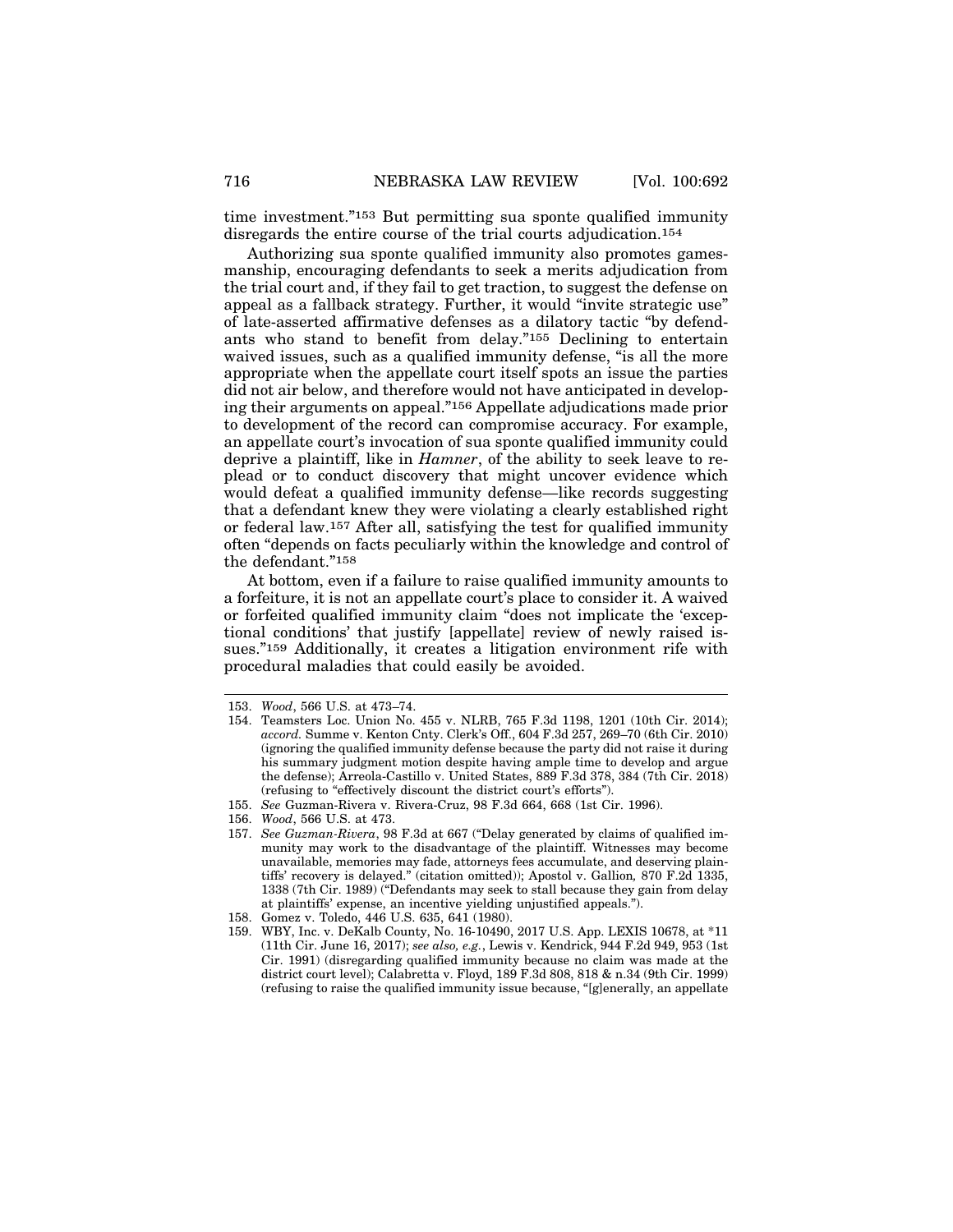time investment."[153] But permitting sua sponte qualified immunity disregards the entire course of the trial courts adjudication.[154]

Authorizing sua sponte qualified immunity also promotes gamesmanship, encouraging defendants to seek a merits adjudication from the trial court and, if they fail to get traction, to suggest the defense on appeal as a fallback strategy. Further, it would "invite strategic use" of late-asserted affirmative defenses as a dilatory tactic "by defendants who stand to benefit from delay."[155] Declining to entertain waived issues, such as a qualified immunity defense, "is all the more appropriate when the appellate court itself spots an issue the parties did not air below, and therefore would not have anticipated in developing their arguments on appeal."[156] Appellate adjudications made prior to development of the record can compromise accuracy. For example, an appellate court's invocation of sua sponte qualified immunity could deprive a plaintiff, like in *Hamner*, of the ability to seek leave to replead or to conduct discovery that might uncover evidence which would defeat a qualified immunity defense—like records suggesting that a defendant knew they were violating a clearly established right or federal law.[157] After all, satisfying the test for qualified immunity often "depends on facts peculiarly within the knowledge and control of the defendant."[158]

At bottom, even if a failure to raise qualified immunity amounts to a forfeiture, it is not an appellate court's place to consider it. A waived or forfeited qualified immunity claim "does not implicate the 'exceptional conditions' that justify [appellate] review of newly raised issues."[159] Additionally, it creates a litigation environment rife with procedural maladies that could easily be avoided.

---

153. *Wood*, 566 U.S. at 473–74.
154. Teamsters Loc. Union No. 455 v. NLRB, 765 F.3d 1198, 1201 (10th Cir. 2014); *accord.* Summe v. Kenton Cnty. Clerk's Off., 604 F.3d 257, 269–70 (6th Cir. 2010) (ignoring the qualified immunity defense because the party did not raise it during his summary judgment motion despite having ample time to develop and argue the defense); Arreola-Castillo v. United States, 889 F.3d 378, 384 (7th Cir. 2018) (refusing to "effectively discount the district court's efforts").
155. *See* Guzman-Rivera v. Rivera-Cruz, 98 F.3d 664, 668 (1st Cir. 1996).
156. *Wood*, 566 U.S. at 473.
157. *See Guzman-Rivera*, 98 F.3d at 667 ("Delay generated by claims of qualified immunity may work to the disadvantage of the plaintiff. Witnesses may become unavailable, memories may fade, attorneys fees accumulate, and deserving plaintiffs' recovery is delayed." (citation omitted)); Apostol v. Gallion*,* 870 F.2d 1335, 1338 (7th Cir. 1989) ("Defendants may seek to stall because they gain from delay at plaintiffs' expense, an incentive yielding unjustified appeals.").
158. Gomez v. Toledo, 446 U.S. 635, 641 (1980).
159. WBY, Inc. v. DeKalb County, No. 16-10490, 2017 U.S. App. LEXIS 10678, at *11 (11th Cir. June 16, 2017); *see also, e.g.*, Lewis v. Kendrick, 944 F.2d 949, 953 (1st Cir. 1991) (disregarding qualified immunity because no claim was made at the district court level); Calabretta v. Floyd, 189 F.3d 808, 818 & n.34 (9th Cir. 1999) (refusing to raise the qualified immunity issue because, "[g]enerally, an appellate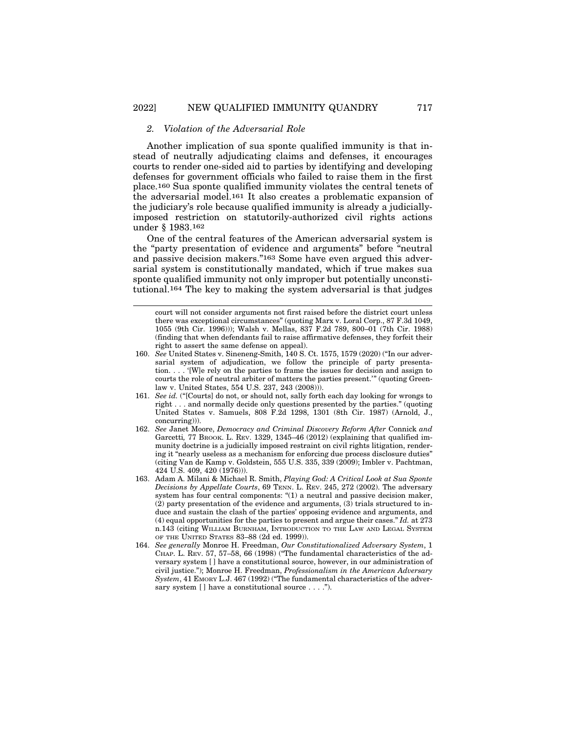### *2. Violation of the Adversarial Role*

Another implication of sua sponte qualified immunity is that instead of neutrally adjudicating claims and defenses, it encourages courts to render one-sided aid to parties by identifying and developing defenses for government officials who failed to raise them in the first place.[160] Sua sponte qualified immunity violates the central tenets of the adversarial model.[161] It also creates a problematic expansion of the judiciary's role because qualified immunity is already a judicially-imposed restriction on statutorily-authorized civil rights actions under § 1983.[162]

One of the central features of the American adversarial system is the "party presentation of evidence and arguments" before "neutral and passive decision makers."[163] Some have even argued this adversarial system is constitutionally mandated, which if true makes sua sponte qualified immunity not only improper but potentially unconstitutional.[164] The key to making the system adversarial is that judges

---

court will not consider arguments not first raised before the district court unless there was exceptional circumstances" (quoting Marx v. Loral Corp., 87 F.3d 1049, 1055 (9th Cir. 1996))); Walsh v. Mellas, 837 F.2d 789, 800–01 (7th Cir. 1988) (finding that when defendants fail to raise affirmative defenses, they forfeit their right to assert the same defense on appeal).

160. *See* United States v. Sineneng-Smith, 140 S. Ct. 1575, 1579 (2020) ("In our adversarial system of adjudication, we follow the principle of party presentation. . . . '[W]e rely on the parties to frame the issues for decision and assign to courts the role of neutral arbiter of matters the parties present.'" (quoting Greenlaw v. United States, 554 U.S. 237, 243 (2008))).

161. *See id.* ("[Courts] do not, or should not, sally forth each day looking for wrongs to right . . . and normally decide only questions presented by the parties." (quoting United States v. Samuels, 808 F.2d 1298, 1301 (8th Cir. 1987) (Arnold, J., concurring))).

162. *See* Janet Moore, *Democracy and Criminal Discovery Reform After* Connick *and* Garcetti*,* 77 BROOK. L. REV. 1329, 1345–46 (2012) (explaining that qualified immunity doctrine is a judicially imposed restraint on civil rights litigation, rendering it "nearly useless as a mechanism for enforcing due process disclosure duties" (citing Van de Kamp v. Goldstein, 555 U.S. 335, 339 (2009); Imbler v. Pachtman, 424 U.S. 409, 420 (1976))).

163. Adam A. Milani & Michael R. Smith, *Playing God: A Critical Look at Sua Sponte Decisions by Appellate Courts*, 69 TENN. L. REV. 245, 272 (2002). The adversary system has four central components: "(1) a neutral and passive decision maker, (2) party presentation of the evidence and arguments, (3) trials structured to induce and sustain the clash of the parties' opposing evidence and arguments, and (4) equal opportunities for the parties to present and argue their cases." *Id.* at 273 n.143 (citing WILLIAM BURNHAM, INTRODUCTION TO THE LAW AND LEGAL SYSTEM OF THE UNITED STATES 83–88 (2d ed. 1999)).

164. *See generally* Monroe H. Freedman, *Our Constitutionalized Adversary System*, 1 CHAP. L. REV. 57, 57–58, 66 (1998) ("The fundamental characteristics of the adversary system [ ] have a constitutional source, however, in our administration of civil justice."); Monroe H. Freedman, *Professionalism in the American Adversary System*, 41 EMORY L.J. 467 (1992) ("The fundamental characteristics of the adversary system [ ] have a constitutional source . . . .").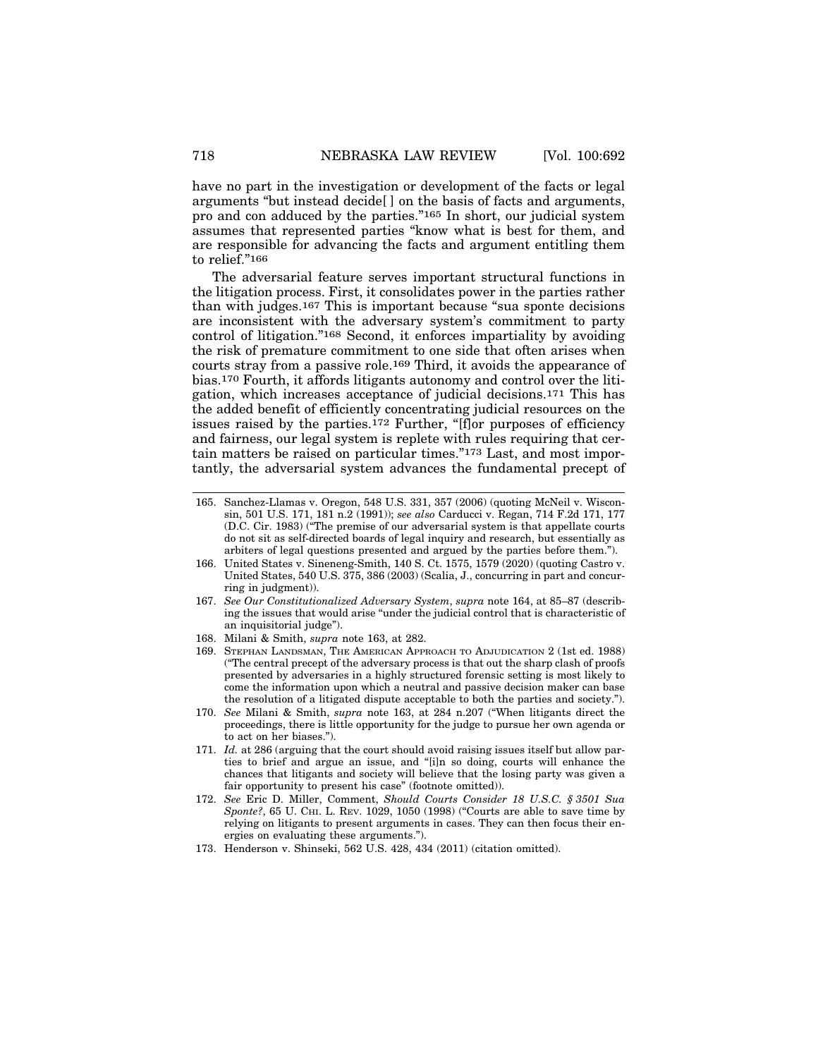have no part in the investigation or development of the facts or legal arguments "but instead decide[ ] on the basis of facts and arguments, pro and con adduced by the parties."[165] In short, our judicial system assumes that represented parties "know what is best for them, and are responsible for advancing the facts and argument entitling them to relief."[166]

The adversarial feature serves important structural functions in the litigation process. First, it consolidates power in the parties rather than with judges.[167] This is important because "sua sponte decisions are inconsistent with the adversary system's commitment to party control of litigation."[168] Second, it enforces impartiality by avoiding the risk of premature commitment to one side that often arises when courts stray from a passive role.[169] Third, it avoids the appearance of bias.[170] Fourth, it affords litigants autonomy and control over the litigation, which increases acceptance of judicial decisions.[171] This has the added benefit of efficiently concentrating judicial resources on the issues raised by the parties.[172] Further, "[f]or purposes of efficiency and fairness, our legal system is replete with rules requiring that certain matters be raised on particular times."[173] Last, and most importantly, the adversarial system advances the fundamental precept of

---

165. Sanchez-Llamas v. Oregon, 548 U.S. 331, 357 (2006) (quoting McNeil v. Wisconsin, 501 U.S. 171, 181 n.2 (1991)); *see also* Carducci v. Regan, 714 F.2d 171, 177 (D.C. Cir. 1983) ("The premise of our adversarial system is that appellate courts do not sit as self-directed boards of legal inquiry and research, but essentially as arbiters of legal questions presented and argued by the parties before them.").

166. United States v. Sineneng-Smith, 140 S. Ct. 1575, 1579 (2020) (quoting Castro v. United States, 540 U.S. 375, 386 (2003) (Scalia, J., concurring in part and concurring in judgment)).

167. *See Our Constitutionalized Adversary System*, *supra* note 164, at 85–87 (describing the issues that would arise "under the judicial control that is characteristic of an inquisitorial judge").

168. Milani & Smith, *supra* note 163, at 282.

169. Stephan Landsman, The American Approach to Adjudication 2 (1st ed. 1988) ("The central precept of the adversary process is that out the sharp clash of proofs presented by adversaries in a highly structured forensic setting is most likely to come the information upon which a neutral and passive decision maker can base the resolution of a litigated dispute acceptable to both the parties and society.").

170. *See* Milani & Smith, *supra* note 163, at 284 n.207 ("When litigants direct the proceedings, there is little opportunity for the judge to pursue her own agenda or to act on her biases.").

171. *Id.* at 286 (arguing that the court should avoid raising issues itself but allow parties to brief and argue an issue, and "[i]n so doing, courts will enhance the chances that litigants and society will believe that the losing party was given a fair opportunity to present his case" (footnote omitted)).

172. *See* Eric D. Miller, Comment, *Should Courts Consider 18 U.S.C. § 3501 Sua Sponte?*, 65 U. Chi. L. Rev. 1029, 1050 (1998) ("Courts are able to save time by relying on litigants to present arguments in cases. They can then focus their energies on evaluating these arguments.").

173. Henderson v. Shinseki, 562 U.S. 428, 434 (2011) (citation omitted).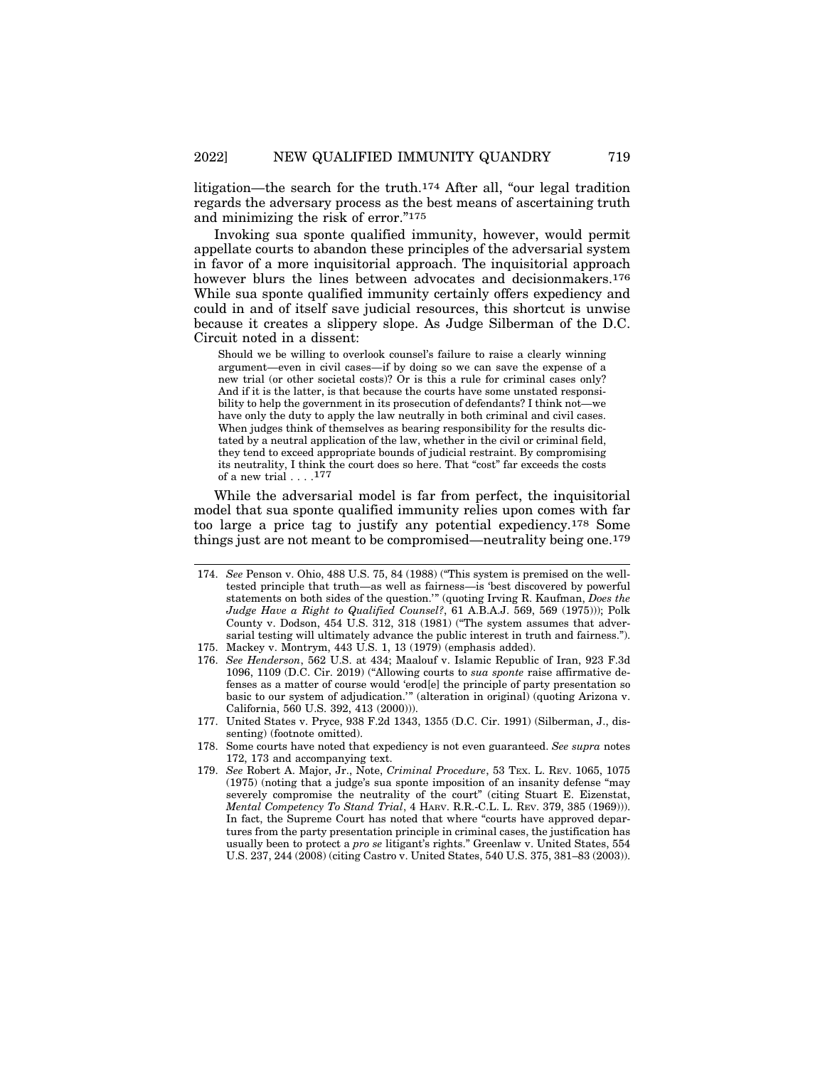litigation—the search for the truth.[174] After all, "our legal tradition regards the adversary process as the best means of ascertaining truth and minimizing the risk of error."[175]

Invoking sua sponte qualified immunity, however, would permit appellate courts to abandon these principles of the adversarial system in favor of a more inquisitorial approach. The inquisitorial approach however blurs the lines between advocates and decisionmakers.[176] While sua sponte qualified immunity certainly offers expediency and could in and of itself save judicial resources, this shortcut is unwise because it creates a slippery slope. As Judge Silberman of the D.C. Circuit noted in a dissent:

> Should we be willing to overlook counsel's failure to raise a clearly winning argument—even in civil cases—if by doing so we can save the expense of a new trial (or other societal costs)? Or is this a rule for criminal cases only? And if it is the latter, is that because the courts have some unstated responsibility to help the government in its prosecution of defendants? I think not—we have only the duty to apply the law neutrally in both criminal and civil cases. When judges think of themselves as bearing responsibility for the results dictated by a neutral application of the law, whether in the civil or criminal field, they tend to exceed appropriate bounds of judicial restraint. By compromising its neutrality, I think the court does so here. That "cost" far exceeds the costs of a new trial . . . .[177]

While the adversarial model is far from perfect, the inquisitorial model that sua sponte qualified immunity relies upon comes with far too large a price tag to justify any potential expediency.[178] Some things just are not meant to be compromised—neutrality being one.[179]

---

174. *See* Penson v. Ohio, 488 U.S. 75, 84 (1988) ("This system is premised on the well-tested principle that truth—as well as fairness—is 'best discovered by powerful statements on both sides of the question.'" (quoting Irving R. Kaufman, *Does the Judge Have a Right to Qualified Counsel?*, 61 A.B.A.J. 569, 569 (1975))); Polk County v. Dodson, 454 U.S. 312, 318 (1981) ("The system assumes that adversarial testing will ultimately advance the public interest in truth and fairness.").

175. Mackey v. Montrym, 443 U.S. 1, 13 (1979) (emphasis added).

176. *See Henderson*, 562 U.S. at 434; Maalouf v. Islamic Republic of Iran, 923 F.3d 1096, 1109 (D.C. Cir. 2019) ("Allowing courts to *sua sponte* raise affirmative defenses as a matter of course would 'erod[e] the principle of party presentation so basic to our system of adjudication.'" (alteration in original) (quoting Arizona v. California, 560 U.S. 392, 413 (2000))).

177. United States v. Pryce, 938 F.2d 1343, 1355 (D.C. Cir. 1991) (Silberman, J., dissenting) (footnote omitted).

178. Some courts have noted that expediency is not even guaranteed. *See supra* notes 172, 173 and accompanying text.

179. *See* Robert A. Major, Jr., Note, *Criminal Procedure*, 53 TEX. L. REV. 1065, 1075 (1975) (noting that a judge's sua sponte imposition of an insanity defense "may severely compromise the neutrality of the court" (citing Stuart E. Eizenstat, *Mental Competency To Stand Trial*, 4 HARV. R.R.-C.L. L. REV. 379, 385 (1969))). In fact, the Supreme Court has noted that where "courts have approved departures from the party presentation principle in criminal cases, the justification has usually been to protect a *pro se* litigant's rights." Greenlaw v. United States, 554 U.S. 237, 244 (2008) (citing Castro v. United States, 540 U.S. 375, 381–83 (2003)).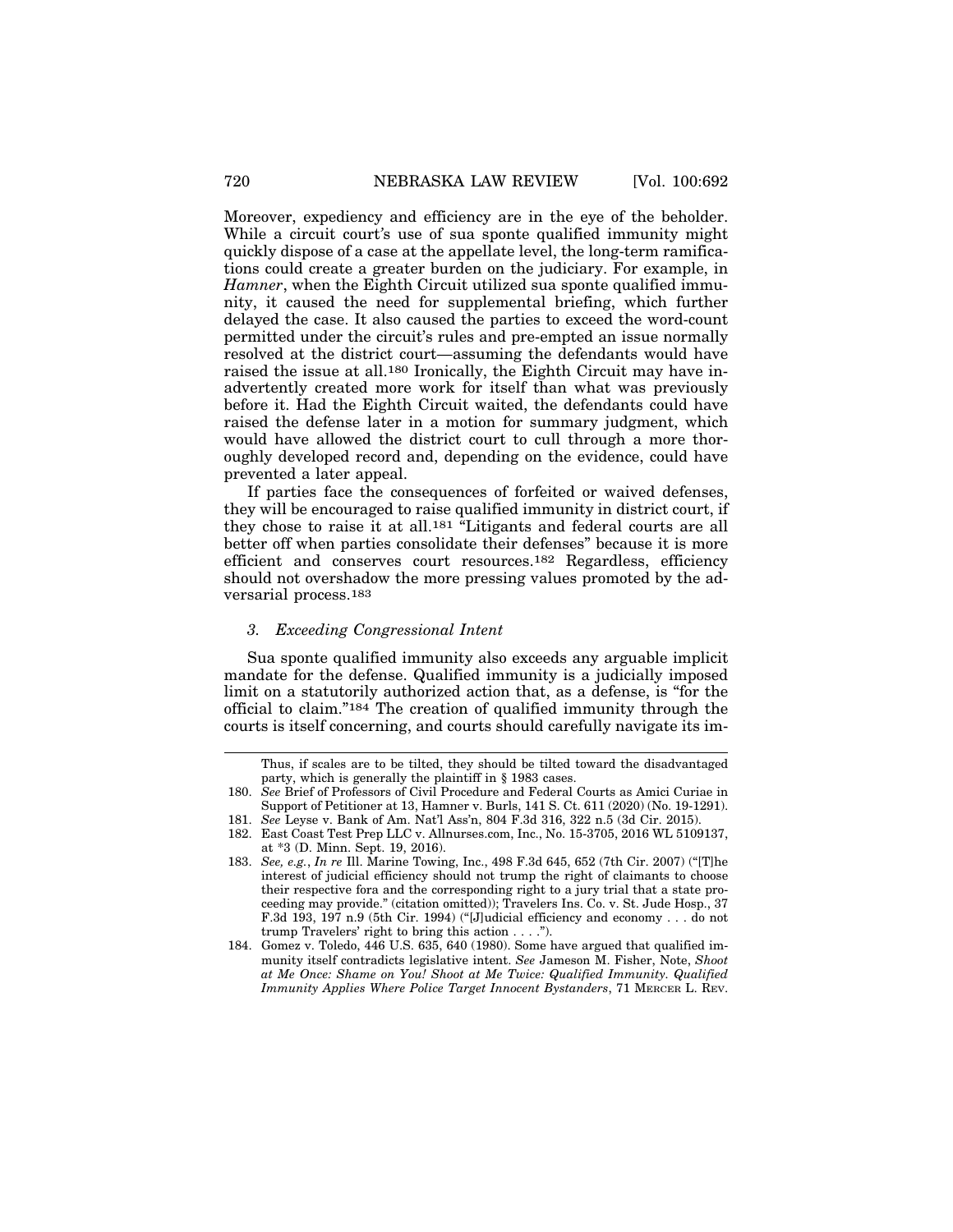Moreover, expediency and efficiency are in the eye of the beholder. While a circuit court's use of sua sponte qualified immunity might quickly dispose of a case at the appellate level, the long-term ramifications could create a greater burden on the judiciary. For example, in *Hamner*, when the Eighth Circuit utilized sua sponte qualified immunity, it caused the need for supplemental briefing, which further delayed the case. It also caused the parties to exceed the word-count permitted under the circuit's rules and pre-empted an issue normally resolved at the district court—assuming the defendants would have raised the issue at all.[180] Ironically, the Eighth Circuit may have inadvertently created more work for itself than what was previously before it. Had the Eighth Circuit waited, the defendants could have raised the defense later in a motion for summary judgment, which would have allowed the district court to cull through a more thoroughly developed record and, depending on the evidence, could have prevented a later appeal.

If parties face the consequences of forfeited or waived defenses, they will be encouraged to raise qualified immunity in district court, if they chose to raise it at all.[181] "Litigants and federal courts are all better off when parties consolidate their defenses" because it is more efficient and conserves court resources.[182] Regardless, efficiency should not overshadow the more pressing values promoted by the adversarial process.[183]

### *3. Exceeding Congressional Intent*

Sua sponte qualified immunity also exceeds any arguable implicit mandate for the defense. Qualified immunity is a judicially imposed limit on a statutorily authorized action that, as a defense, is "for the official to claim."[184] The creation of qualified immunity through the courts is itself concerning, and courts should carefully navigate its im-

---

Thus, if scales are to be tilted, they should be tilted toward the disadvantaged party, which is generally the plaintiff in § 1983 cases.

180. *See* Brief of Professors of Civil Procedure and Federal Courts as Amici Curiae in Support of Petitioner at 13, Hamner v. Burls, 141 S. Ct. 611 (2020) (No. 19-1291).

181. *See* Leyse v. Bank of Am. Nat'l Ass'n, 804 F.3d 316, 322 n.5 (3d Cir. 2015).

182. East Coast Test Prep LLC v. Allnurses.com, Inc., No. 15-3705, 2016 WL 5109137, at *3 (D. Minn. Sept. 19, 2016).

183. *See, e.g.*, *In re* Ill. Marine Towing, Inc., 498 F.3d 645, 652 (7th Cir. 2007) ("[T]he interest of judicial efficiency should not trump the right of claimants to choose their respective fora and the corresponding right to a jury trial that a state proceeding may provide." (citation omitted)); Travelers Ins. Co. v. St. Jude Hosp., 37 F.3d 193, 197 n.9 (5th Cir. 1994) ("[J]udicial efficiency and economy . . . do not trump Travelers' right to bring this action . . . .").

184. Gomez v. Toledo, 446 U.S. 635, 640 (1980). Some have argued that qualified immunity itself contradicts legislative intent. *See* Jameson M. Fisher, Note, *Shoot at Me Once: Shame on You! Shoot at Me Twice: Qualified Immunity. Qualified Immunity Applies Where Police Target Innocent Bystanders*, 71 MERCER L. REV.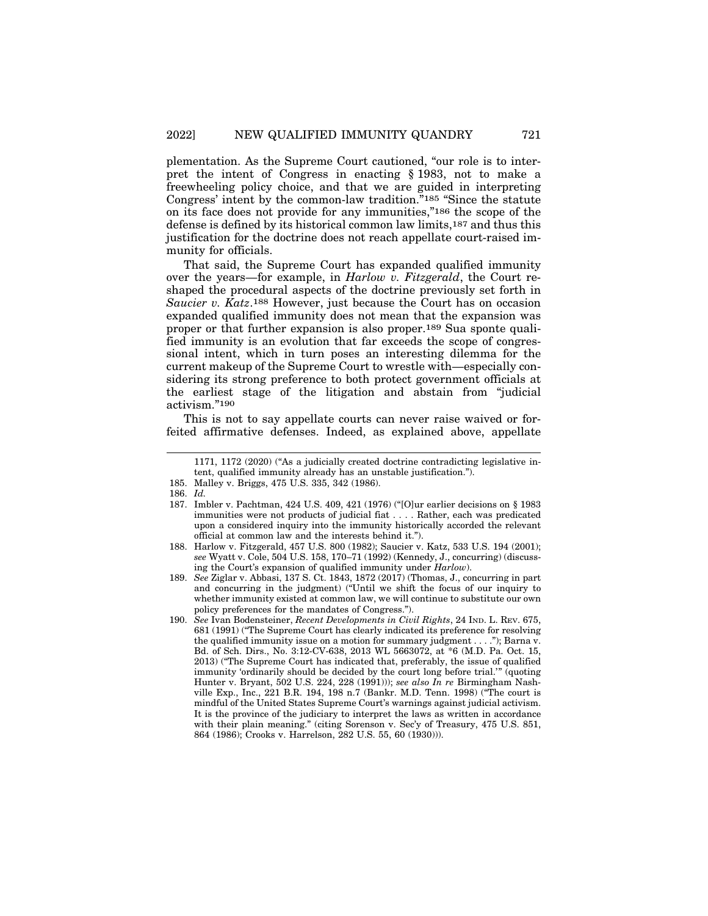plementation. As the Supreme Court cautioned, "our role is to interpret the intent of Congress in enacting § 1983, not to make a freewheeling policy choice, and that we are guided in interpreting Congress' intent by the common-law tradition."[185] "Since the statute on its face does not provide for any immunities,"[186] the scope of the defense is defined by its historical common law limits,[187] and thus this justification for the doctrine does not reach appellate court-raised immunity for officials.

That said, the Supreme Court has expanded qualified immunity over the years—for example, in *Harlow v. Fitzgerald*, the Court reshaped the procedural aspects of the doctrine previously set forth in *Saucier v. Katz*.[188] However, just because the Court has on occasion expanded qualified immunity does not mean that the expansion was proper or that further expansion is also proper.[189] Sua sponte qualified immunity is an evolution that far exceeds the scope of congressional intent, which in turn poses an interesting dilemma for the current makeup of the Supreme Court to wrestle with—especially considering its strong preference to both protect government officials at the earliest stage of the litigation and abstain from "judicial activism."[190]

This is not to say appellate courts can never raise waived or forfeited affirmative defenses. Indeed, as explained above, appellate

---

1171, 1172 (2020) ("As a judicially created doctrine contradicting legislative intent, qualified immunity already has an unstable justification.").

185. Malley v. Briggs, 475 U.S. 335, 342 (1986).

186. *Id.*

187. Imbler v. Pachtman, 424 U.S. 409, 421 (1976) ("[O]ur earlier decisions on § 1983 immunities were not products of judicial fiat . . . . Rather, each was predicated upon a considered inquiry into the immunity historically accorded the relevant official at common law and the interests behind it.").

188. Harlow v. Fitzgerald, 457 U.S. 800 (1982); Saucier v. Katz, 533 U.S. 194 (2001); *see* Wyatt v. Cole, 504 U.S. 158, 170–71 (1992) (Kennedy, J., concurring) (discussing the Court's expansion of qualified immunity under *Harlow*).

189. *See* Ziglar v. Abbasi, 137 S. Ct. 1843, 1872 (2017) (Thomas, J., concurring in part and concurring in the judgment) ("Until we shift the focus of our inquiry to whether immunity existed at common law, we will continue to substitute our own policy preferences for the mandates of Congress.").

190. *See* Ivan Bodensteiner, *Recent Developments in Civil Rights*, 24 IND. L. REV. 675, 681 (1991) ("The Supreme Court has clearly indicated its preference for resolving the qualified immunity issue on a motion for summary judgment . . . ."); Barna v. Bd. of Sch. Dirs., No. 3:12-CV-638, 2013 WL 5663072, at *6 (M.D. Pa. Oct. 15, 2013) ("The Supreme Court has indicated that, preferably, the issue of qualified immunity 'ordinarily should be decided by the court long before trial.'" (quoting Hunter v. Bryant, 502 U.S. 224, 228 (1991))); *see also In re* Birmingham Nashville Exp., Inc., 221 B.R. 194, 198 n.7 (Bankr. M.D. Tenn. 1998) ("The court is mindful of the United States Supreme Court's warnings against judicial activism. It is the province of the judiciary to interpret the laws as written in accordance with their plain meaning." (citing Sorenson v. Sec'y of Treasury, 475 U.S. 851, 864 (1986); Crooks v. Harrelson, 282 U.S. 55, 60 (1930))).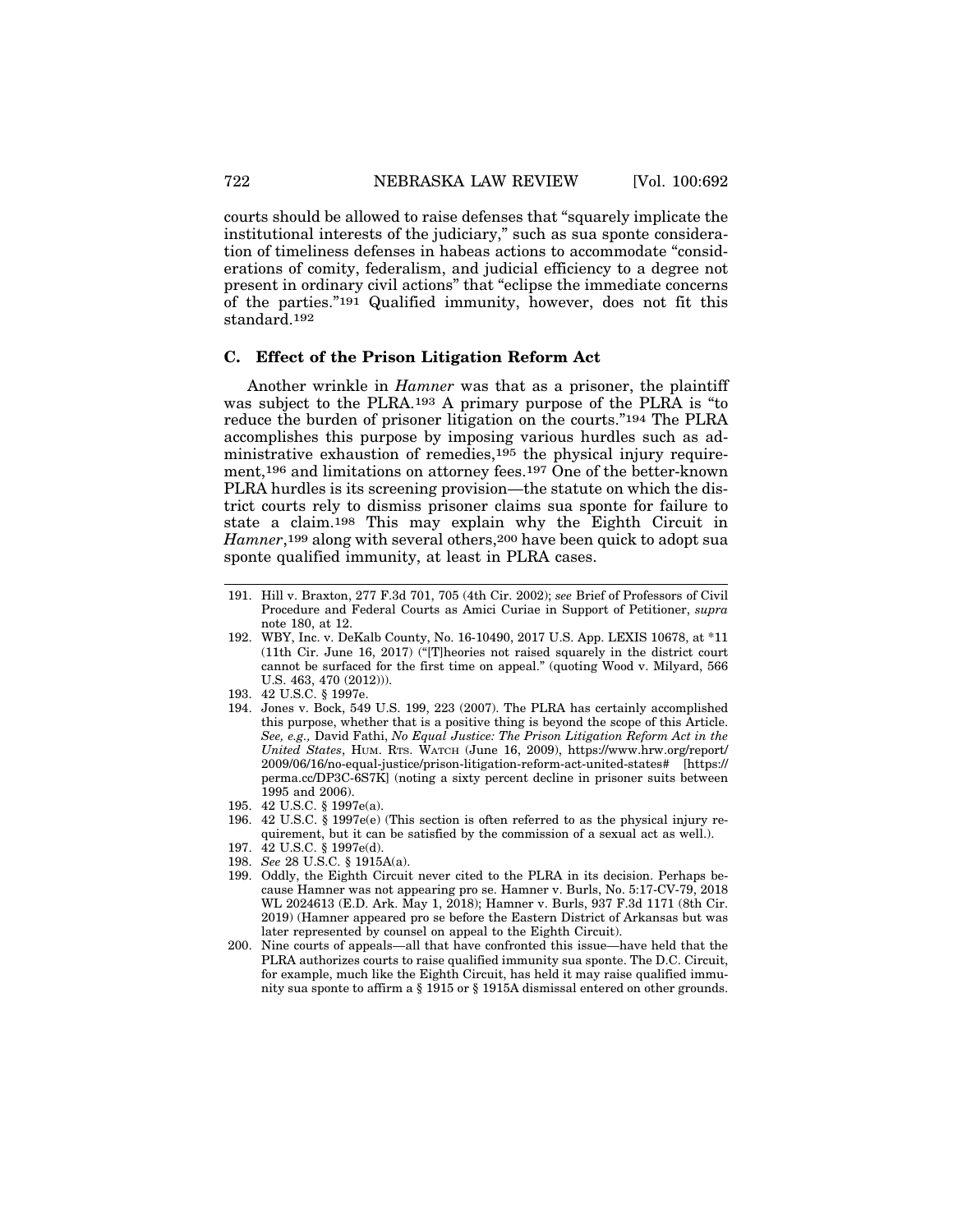courts should be allowed to raise defenses that "squarely implicate the institutional interests of the judiciary," such as sua sponte consideration of timeliness defenses in habeas actions to accommodate "considerations of comity, federalism, and judicial efficiency to a degree not present in ordinary civil actions" that "eclipse the immediate concerns of the parties."[191] Qualified immunity, however, does not fit this standard.[192]

### C. Effect of the Prison Litigation Reform Act

Another wrinkle in *Hamner* was that as a prisoner, the plaintiff was subject to the PLRA.[193] A primary purpose of the PLRA is "to reduce the burden of prisoner litigation on the courts."[194] The PLRA accomplishes this purpose by imposing various hurdles such as administrative exhaustion of remedies,[195] the physical injury requirement,[196] and limitations on attorney fees.[197] One of the better-known PLRA hurdles is its screening provision—the statute on which the district courts rely to dismiss prisoner claims sua sponte for failure to state a claim.[198] This may explain why the Eighth Circuit in *Hamner*,[199] along with several others,[200] have been quick to adopt sua sponte qualified immunity, at least in PLRA cases.

---

191. Hill v. Braxton, 277 F.3d 701, 705 (4th Cir. 2002); *see* Brief of Professors of Civil Procedure and Federal Courts as Amici Curiae in Support of Petitioner, *supra* note 180, at 12.

192. WBY, Inc. v. DeKalb County, No. 16-10490, 2017 U.S. App. LEXIS 10678, at *11 (11th Cir. June 16, 2017) ("[T]heories not raised squarely in the district court cannot be surfaced for the first time on appeal." (quoting Wood v. Milyard, 566 U.S. 463, 470 (2012))).

193. 42 U.S.C. § 1997e.

194. Jones v. Bock, 549 U.S. 199, 223 (2007). The PLRA has certainly accomplished this purpose, whether that is a positive thing is beyond the scope of this Article. *See, e.g.,* David Fathi, *No Equal Justice: The Prison Litigation Reform Act in the United States*, HUM. RTS. WATCH (June 16, 2009), https://www.hrw.org/report/2009/06/16/no-equal-justice-prison-litigation-reform-act-united-states# [https://perma.cc/DP3C-6S7K] (noting a sixty percent decline in prisoner suits between 1995 and 2006).

195. 42 U.S.C. § 1997e(a).

196. 42 U.S.C. § 1997e(e) (This section is often referred to as the physical injury requirement, but it can be satisfied by the commission of a sexual act as well.).

197. 42 U.S.C. § 1997e(d).

198. *See* 28 U.S.C. § 1915A(a).

199. Oddly, the Eighth Circuit never cited to the PLRA in its decision. Perhaps because Hamner was not appearing pro se. Hamner v. Burls, No. 5:17-CV-79, 2018 WL 2024613 (E.D. Ark. May 1, 2018); Hamner v. Burls, 937 F.3d 1171 (8th Cir. 2019) (Hamner appeared pro se before the Eastern District of Arkansas but was later represented by counsel on appeal to the Eighth Circuit).

200. Nine courts of appeals—all that have confronted this issue—have held that the PLRA authorizes courts to raise qualified immunity sua sponte. The D.C. Circuit, for example, much like the Eighth Circuit, has held it may raise qualified immunity sua sponte to affirm a § 1915 or § 1915A dismissal entered on other grounds.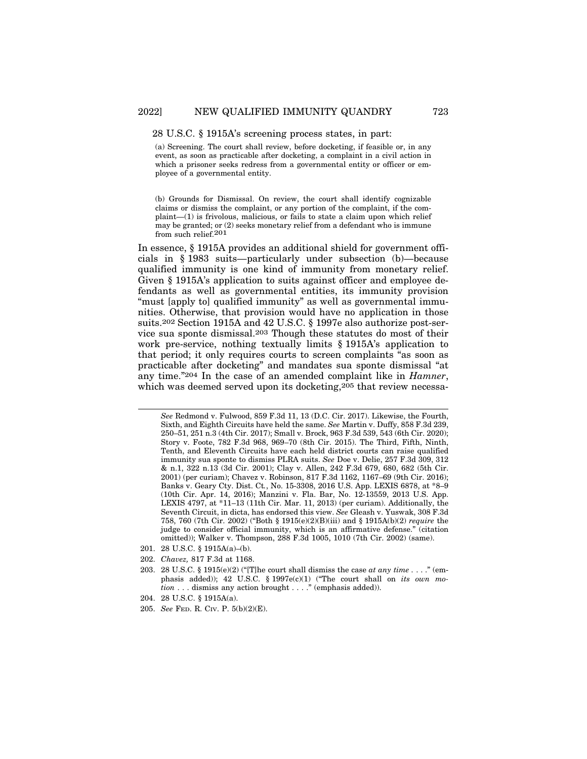28 U.S.C. § 1915A's screening process states, in part:

> (a) Screening. The court shall review, before docketing, if feasible or, in any event, as soon as practicable after docketing, a complaint in a civil action in which a prisoner seeks redress from a governmental entity or officer or employee of a governmental entity.
>
> (b) Grounds for Dismissal. On review, the court shall identify cognizable claims or dismiss the complaint, or any portion of the complaint, if the complaint—(1) is frivolous, malicious, or fails to state a claim upon which relief may be granted; or (2) seeks monetary relief from a defendant who is immune from such relief.[201]

In essence, § 1915A provides an additional shield for government officials in § 1983 suits—particularly under subsection (b)—because qualified immunity is one kind of immunity from monetary relief. Given § 1915A's application to suits against officer and employee defendants as well as governmental entities, its immunity provision "must [apply to] qualified immunity" as well as governmental immunities. Otherwise, that provision would have no application in those suits.[202] Section 1915A and 42 U.S.C. § 1997e also authorize post-service sua sponte dismissal.[203] Though these statutes do most of their work pre-service, nothing textually limits § 1915A's application to that period; it only requires courts to screen complaints "as soon as practicable after docketing" and mandates sua sponte dismissal "at any time."[204] In the case of an amended complaint like in *Hamner*, which was deemed served upon its docketing,[205] that review necessa-

---

*See* Redmond v. Fulwood, 859 F.3d 11, 13 (D.C. Cir. 2017). Likewise, the Fourth, Sixth, and Eighth Circuits have held the same. *See* Martin v. Duffy, 858 F.3d 239, 250–51, 251 n.3 (4th Cir. 2017); Small v. Brock, 963 F.3d 539, 543 (6th Cir. 2020); Story v. Foote, 782 F.3d 968, 969–70 (8th Cir. 2015). The Third, Fifth, Ninth, Tenth, and Eleventh Circuits have each held district courts can raise qualified immunity sua sponte to dismiss PLRA suits. *See* Doe v. Delie, 257 F.3d 309, 312 & n.1, 322 n.13 (3d Cir. 2001); Clay v. Allen, 242 F.3d 679, 680, 682 (5th Cir. 2001) (per curiam); Chavez v. Robinson, 817 F.3d 1162, 1167–69 (9th Cir. 2016); Banks v. Geary Cty. Dist. Ct., No. 15-3308, 2016 U.S. App. LEXIS 6878, at *8–9 (10th Cir. Apr. 14, 2016); Manzini v. Fla. Bar, No. 12-13559, 2013 U.S. App. LEXIS 4797, at *11–13 (11th Cir. Mar. 11, 2013) (per curiam). Additionally, the Seventh Circuit, in dicta, has endorsed this view. *See* Gleash v. Yuswak, 308 F.3d 758, 760 (7th Cir. 2002) ("Both § 1915(e)(2)(B)(iii) and § 1915A(b)(2) *require* the judge to consider official immunity, which is an affirmative defense." (citation omitted)); Walker v. Thompson, 288 F.3d 1005, 1010 (7th Cir. 2002) (same).

201. 28 U.S.C. § 1915A(a)–(b).

202. *Chavez,* 817 F.3d at 1168.

203. 28 U.S.C. § 1915(e)(2) ("[T]he court shall dismiss the case *at any time* . . . ." (emphasis added)); 42 U.S.C. § 1997e(c)(1) ("The court shall on *its own motion* . . . dismiss any action brought . . . ." (emphasis added)).

204. 28 U.S.C. § 1915A(a).

205. *See* FED. R. CIV. P. 5(b)(2)(E).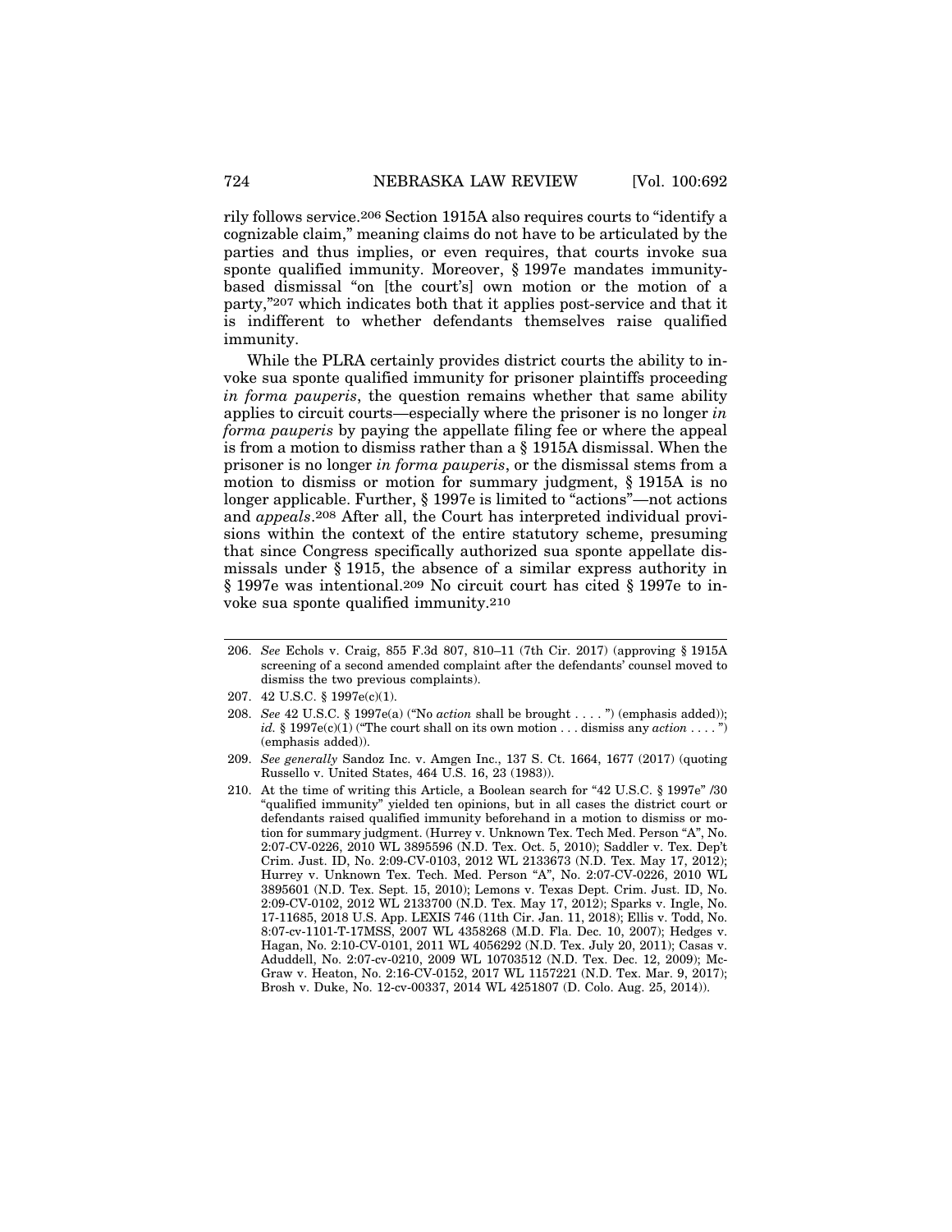rily follows service.[206] Section 1915A also requires courts to "identify a cognizable claim," meaning claims do not have to be articulated by the parties and thus implies, or even requires, that courts invoke sua sponte qualified immunity. Moreover, § 1997e mandates immunity-based dismissal "on [the court's] own motion or the motion of a party,"[207] which indicates both that it applies post-service and that it is indifferent to whether defendants themselves raise qualified immunity.

While the PLRA certainly provides district courts the ability to invoke sua sponte qualified immunity for prisoner plaintiffs proceeding *in forma pauperis*, the question remains whether that same ability applies to circuit courts—especially where the prisoner is no longer *in forma pauperis* by paying the appellate filing fee or where the appeal is from a motion to dismiss rather than a § 1915A dismissal. When the prisoner is no longer *in forma pauperis*, or the dismissal stems from a motion to dismiss or motion for summary judgment, § 1915A is no longer applicable. Further, § 1997e is limited to "actions"—not actions and *appeals*.[208] After all, the Court has interpreted individual provisions within the context of the entire statutory scheme, presuming that since Congress specifically authorized sua sponte appellate dismissals under § 1915, the absence of a similar express authority in § 1997e was intentional.[209] No circuit court has cited § 1997e to invoke sua sponte qualified immunity.[210]

---

206. *See* Echols v. Craig, 855 F.3d 807, 810–11 (7th Cir. 2017) (approving § 1915A screening of a second amended complaint after the defendants' counsel moved to dismiss the two previous complaints).

207. 42 U.S.C. § 1997e(c)(1).

208. *See* 42 U.S.C. § 1997e(a) ("No *action* shall be brought . . . . ") (emphasis added)); *id.* § 1997e(c)(1) ("The court shall on its own motion . . . dismiss any *action* . . . . ") (emphasis added)).

209. *See generally* Sandoz Inc. v. Amgen Inc., 137 S. Ct. 1664, 1677 (2017) (quoting Russello v. United States, 464 U.S. 16, 23 (1983)).

210. At the time of writing this Article, a Boolean search for "42 U.S.C. § 1997e" /30 "qualified immunity" yielded ten opinions, but in all cases the district court or defendants raised qualified immunity beforehand in a motion to dismiss or motion for summary judgment. (Hurrey v. Unknown Tex. Tech Med. Person "A", No. 2:07-CV-0226, 2010 WL 3895596 (N.D. Tex. Oct. 5, 2010); Saddler v. Tex. Dep't Crim. Just. ID, No. 2:09-CV-0103, 2012 WL 2133673 (N.D. Tex. May 17, 2012); Hurrey v. Unknown Tex. Tech. Med. Person "A", No. 2:07-CV-0226, 2010 WL 3895601 (N.D. Tex. Sept. 15, 2010); Lemons v. Texas Dept. Crim. Just. ID, No. 2:09-CV-0102, 2012 WL 2133700 (N.D. Tex. May 17, 2012); Sparks v. Ingle, No. 17-11685, 2018 U.S. App. LEXIS 746 (11th Cir. Jan. 11, 2018); Ellis v. Todd, No. 8:07-cv-1101-T-17MSS, 2007 WL 4358268 (M.D. Fla. Dec. 10, 2007); Hedges v. Hagan, No. 2:10-CV-0101, 2011 WL 4056292 (N.D. Tex. July 20, 2011); Casas v. Aduddell, No. 2:07-cv-0210, 2009 WL 10703512 (N.D. Tex. Dec. 12, 2009); McGraw v. Heaton, No. 2:16-CV-0152, 2017 WL 1157221 (N.D. Tex. Mar. 9, 2017); Brosh v. Duke, No. 12-cv-00337, 2014 WL 4251807 (D. Colo. Aug. 25, 2014)).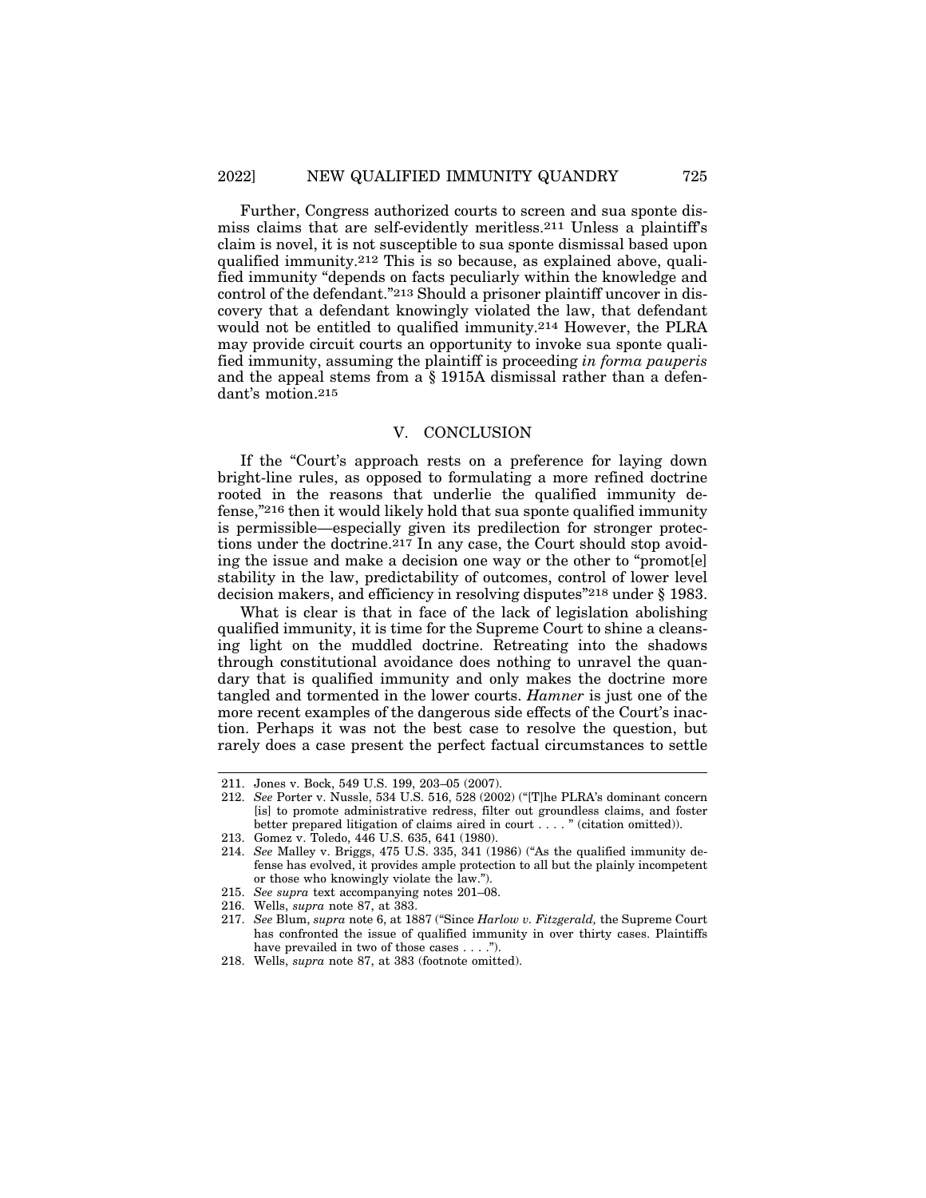Further, Congress authorized courts to screen and sua sponte dismiss claims that are self-evidently meritless.[211] Unless a plaintiff's claim is novel, it is not susceptible to sua sponte dismissal based upon qualified immunity.[212] This is so because, as explained above, qualified immunity "depends on facts peculiarly within the knowledge and control of the defendant."[213] Should a prisoner plaintiff uncover in discovery that a defendant knowingly violated the law, that defendant would not be entitled to qualified immunity.[214] However, the PLRA may provide circuit courts an opportunity to invoke sua sponte qualified immunity, assuming the plaintiff is proceeding *in forma pauperis* and the appeal stems from a § 1915A dismissal rather than a defendant's motion.[215]

## V. CONCLUSION

If the "Court's approach rests on a preference for laying down bright-line rules, as opposed to formulating a more refined doctrine rooted in the reasons that underlie the qualified immunity defense,"[216] then it would likely hold that sua sponte qualified immunity is permissible—especially given its predilection for stronger protections under the doctrine.[217] In any case, the Court should stop avoiding the issue and make a decision one way or the other to "promot[e] stability in the law, predictability of outcomes, control of lower level decision makers, and efficiency in resolving disputes"[218] under § 1983.

What is clear is that in face of the lack of legislation abolishing qualified immunity, it is time for the Supreme Court to shine a cleansing light on the muddled doctrine. Retreating into the shadows through constitutional avoidance does nothing to unravel the quandary that is qualified immunity and only makes the doctrine more tangled and tormented in the lower courts. *Hamner* is just one of the more recent examples of the dangerous side effects of the Court's inaction. Perhaps it was not the best case to resolve the question, but rarely does a case present the perfect factual circumstances to settle

---

211. Jones v. Bock, 549 U.S. 199, 203–05 (2007).

212. *See* Porter v. Nussle, 534 U.S. 516, 528 (2002) ("[T]he PLRA's dominant concern [is] to promote administrative redress, filter out groundless claims, and foster better prepared litigation of claims aired in court . . . . " (citation omitted)).

213. Gomez v. Toledo, 446 U.S. 635, 641 (1980).

214. *See* Malley v. Briggs, 475 U.S. 335, 341 (1986) ("As the qualified immunity defense has evolved, it provides ample protection to all but the plainly incompetent or those who knowingly violate the law.").

215. *See supra* text accompanying notes 201–08.

216. Wells, *supra* note 87, at 383.

217. *See* Blum, *supra* note 6, at 1887 ("Since *Harlow v. Fitzgerald,* the Supreme Court has confronted the issue of qualified immunity in over thirty cases. Plaintiffs have prevailed in two of those cases . . . .").

218. Wells, *supra* note 87, at 383 (footnote omitted).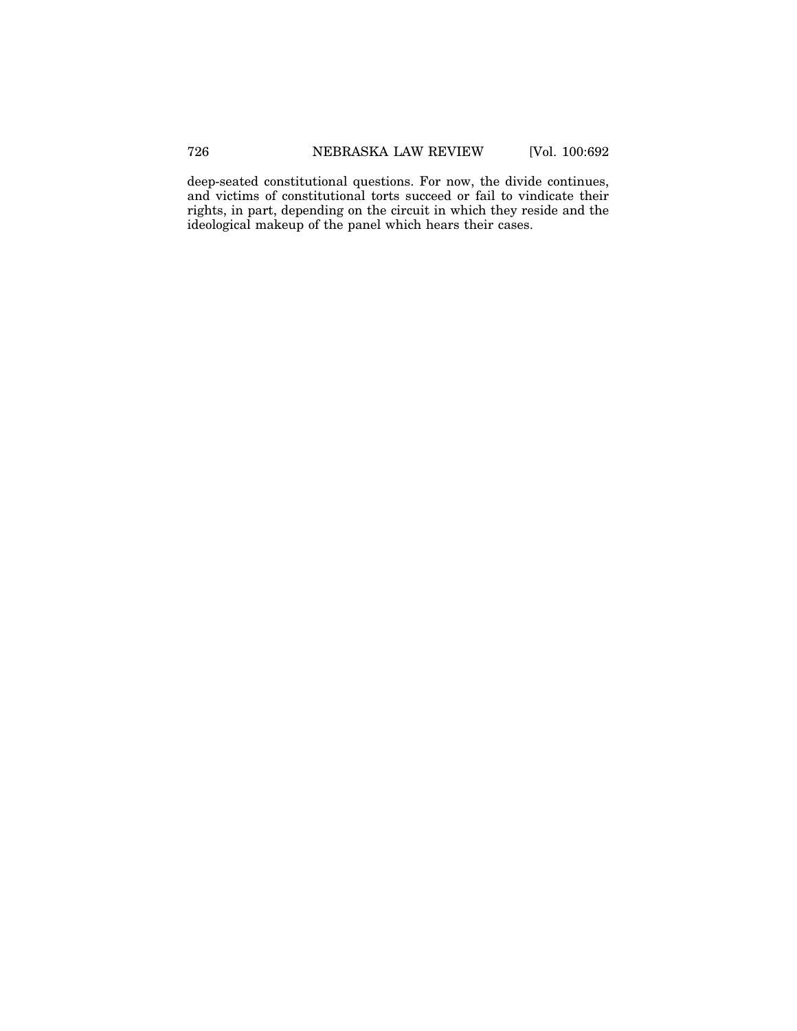deep-seated constitutional questions. For now, the divide continues, and victims of constitutional torts succeed or fail to vindicate their rights, in part, depending on the circuit in which they reside and the ideological makeup of the panel which hears their cases.